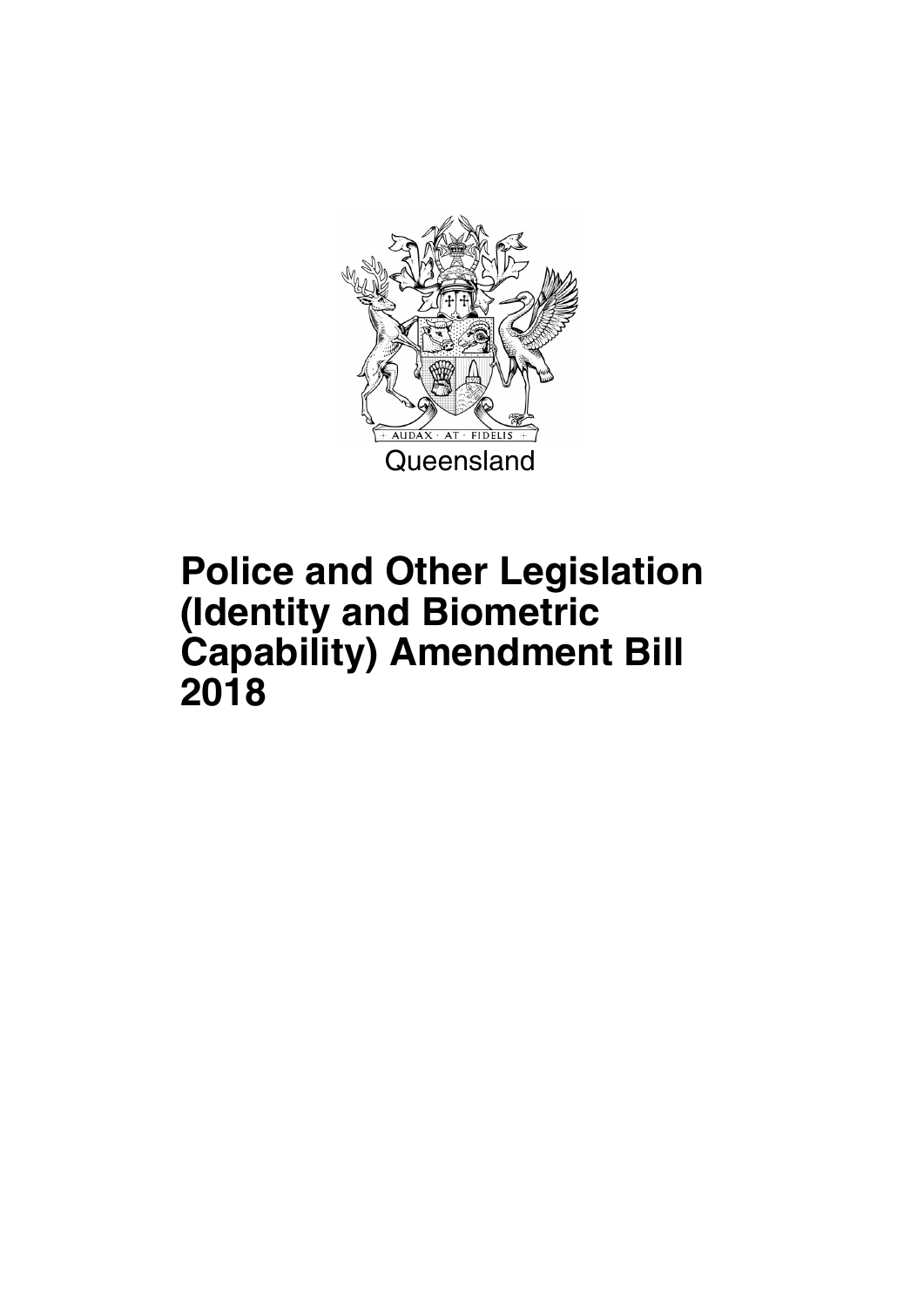AUDAX · AT · FIDELIS

Queensland

# Police and Other Legislation (Identity and Biometric Capability) Amendment Bill 2018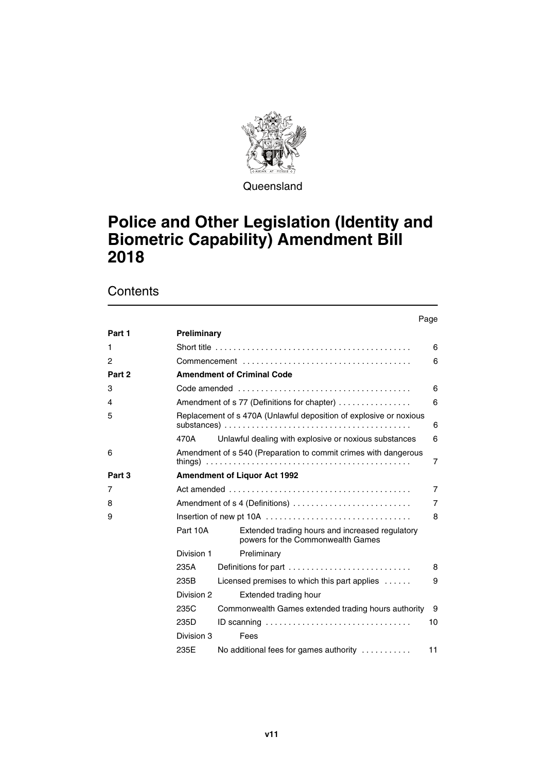Queensland

# Police and Other Legislation (Identity and Biometric Capability) Amendment Bill 2018

## Contents

| | | | Page |
|---|---|---|---|
| **Part 1** | **Preliminary** | | |
| 1 | Short title | | 6 |
| 2 | Commencement | | 6 |
| **Part 2** | **Amendment of Criminal Code** | | |
| 3 | Code amended | | 6 |
| 4 | Amendment of s 77 (Definitions for chapter) | | 6 |
| 5 | Replacement of s 470A (Unlawful deposition of explosive or noxious substances) | | 6 |
| | 470A | Unlawful dealing with explosive or noxious substances | 6 |
| 6 | Amendment of s 540 (Preparation to commit crimes with dangerous things) | | 7 |
| **Part 3** | **Amendment of Liquor Act 1992** | | |
| 7 | Act amended | | 7 |
| 8 | Amendment of s 4 (Definitions) | | 7 |
| 9 | Insertion of new pt 10A | | 8 |
| | Part 10A | Extended trading hours and increased regulatory powers for the Commonwealth Games | |
| | Division 1 | Preliminary | |
| | 235A | Definitions for part | 8 |
| | 235B | Licensed premises to which this part applies | 9 |
| | Division 2 | Extended trading hour | |
| | 235C | Commonwealth Games extended trading hours authority | 9 |
| | 235D | ID scanning | 10 |
| | Division 3 | Fees | |
| | 235E | No additional fees for games authority | 11 |

v11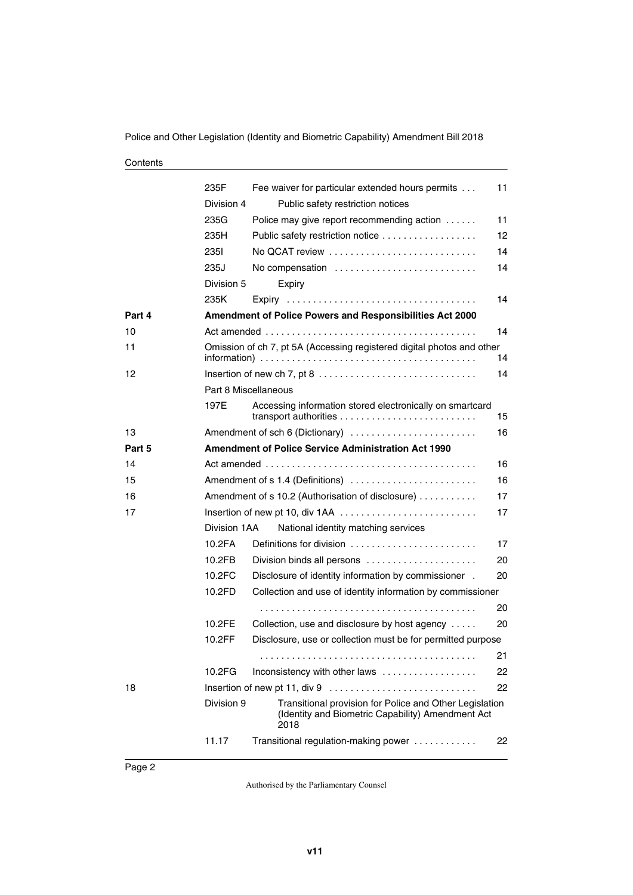| | | | |
|---|---|---|---|
| | 235F | Fee waiver for particular extended hours permits | 11 |
| | Division 4 | Public safety restriction notices | |
| | 235G | Police may give report recommending action | 11 |
| | 235H | Public safety restriction notice | 12 |
| | 235I | No QCAT review | 14 |
| | 235J | No compensation | 14 |
| | Division 5 | Expiry | |
| | 235K | Expiry | 14 |
| **Part 4** | **Amendment of Police Powers and Responsibilities Act 2000** | | |
| 10 | Act amended | | 14 |
| 11 | Omission of ch 7, pt 5A (Accessing registered digital photos and other information) | | 14 |
| 12 | Insertion of new ch 7, pt 8 | | 14 |
| | Part 8 Miscellaneous | | |
| | 197E | Accessing information stored electronically on smartcard transport authorities | 15 |
| 13 | Amendment of sch 6 (Dictionary) | | 16 |
| **Part 5** | **Amendment of Police Service Administration Act 1990** | | |
| 14 | Act amended | | 16 |
| 15 | Amendment of s 1.4 (Definitions) | | 16 |
| 16 | Amendment of s 10.2 (Authorisation of disclosure) | | 17 |
| 17 | Insertion of new pt 10, div 1AA | | 17 |
| | Division 1AA | National identity matching services | |
| | 10.2FA | Definitions for division | 17 |
| | 10.2FB | Division binds all persons | 20 |
| | 10.2FC | Disclosure of identity information by commissioner | 20 |
| | 10.2FD | Collection and use of identity information by commissioner | 20 |
| | 10.2FE | Collection, use and disclosure by host agency | 20 |
| | 10.2FF | Disclosure, use or collection must be for permitted purpose | 21 |
| | 10.2FG | Inconsistency with other laws | 22 |
| 18 | Insertion of new pt 11, div 9 | | 22 |
| | Division 9 | Transitional provision for Police and Other Legislation (Identity and Biometric Capability) Amendment Act 2018 | |
| | 11.17 | Transitional regulation-making power | 22 |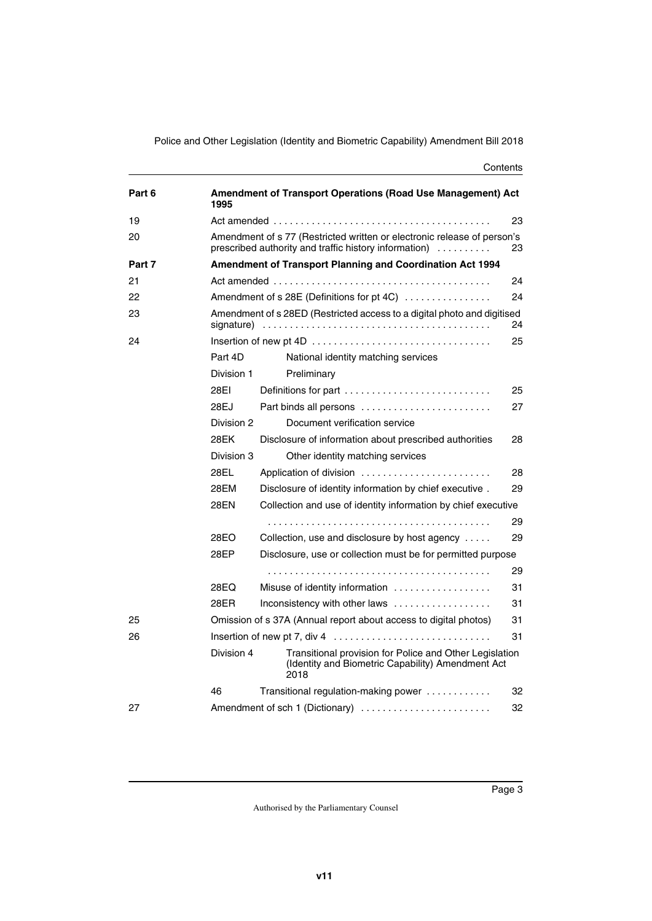| | | | |
|---|---|---|---|
| **Part 6** | **Amendment of Transport Operations (Road Use Management) Act 1995** | | |
| 19 | Act amended | | 23 |
| 20 | Amendment of s 77 (Restricted written or electronic release of person's prescribed authority and traffic history information) | | 23 |
| **Part 7** | **Amendment of Transport Planning and Coordination Act 1994** | | |
| 21 | Act amended | | 24 |
| 22 | Amendment of s 28E (Definitions for pt 4C) | | 24 |
| 23 | Amendment of s 28ED (Restricted access to a digital photo and digitised signature) | | 24 |
| 24 | Insertion of new pt 4D | | 25 |
| | Part 4D | National identity matching services | |
| | Division 1 | Preliminary | |
| | 28EI | Definitions for part | 25 |
| | 28EJ | Part binds all persons | 27 |
| | Division 2 | Document verification service | |
| | 28EK | Disclosure of information about prescribed authorities | 28 |
| | Division 3 | Other identity matching services | |
| | 28EL | Application of division | 28 |
| | 28EM | Disclosure of identity information by chief executive | 29 |
| | 28EN | Collection and use of identity information by chief executive | 29 |
| | 28EO | Collection, use and disclosure by host agency | 29 |
| | 28EP | Disclosure, use or collection must be for permitted purpose | 29 |
| | 28EQ | Misuse of identity information | 31 |
| | 28ER | Inconsistency with other laws | 31 |
| 25 | Omission of s 37A (Annual report about access to digital photos) | | 31 |
| 26 | Insertion of new pt 7, div 4 | | 31 |
| | Division 4 | Transitional provision for Police and Other Legislation (Identity and Biometric Capability) Amendment Act 2018 | |
| | 46 | Transitional regulation-making power | 32 |
| 27 | Amendment of sch 1 (Dictionary) | | 32 |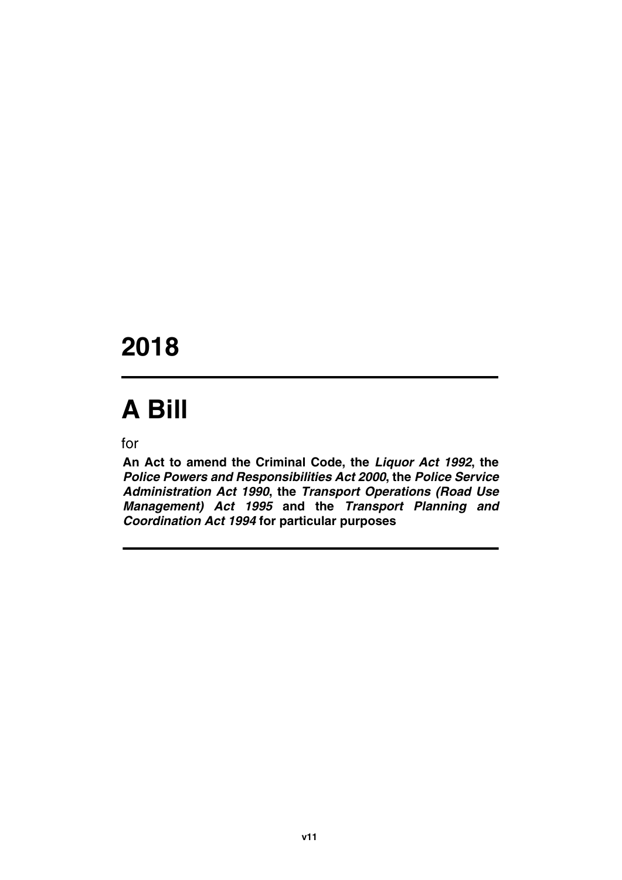# 2018

# A Bill

for

**An Act to amend the Criminal Code, the *Liquor Act 1992*, the *Police Powers and Responsibilities Act 2000*, the *Police Service Administration Act 1990*, the *Transport Operations (Road Use Management) Act 1995* and the *Transport Planning and Coordination Act 1994* for particular purposes**

**v11**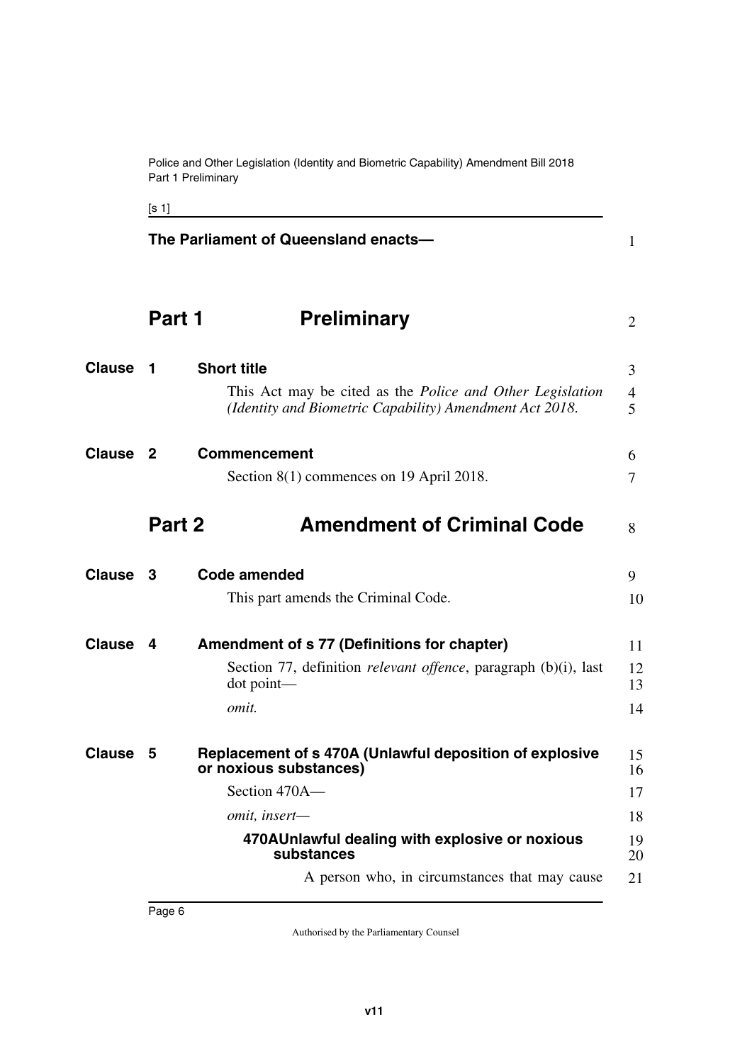**The Parliament of Queensland enacts—**

# Part 1 Preliminary

## Clause 1 Short title

This Act may be cited as the *Police and Other Legislation (Identity and Biometric Capability) Amendment Act 2018*.

## Clause 2 Commencement

Section 8(1) commences on 19 April 2018.

# Part 2 Amendment of Criminal Code

## Clause 3 Code amended

This part amends the Criminal Code.

## Clause 4 Amendment of s 77 (Definitions for chapter)

Section 77, definition *relevant offence*, paragraph (b)(i), last dot point—

*omit.*

## Clause 5 Replacement of s 470A (Unlawful deposition of explosive or noxious substances)

Section 470A—

*omit, insert—*

**470A Unlawful dealing with explosive or noxious substances**

A person who, in circumstances that may cause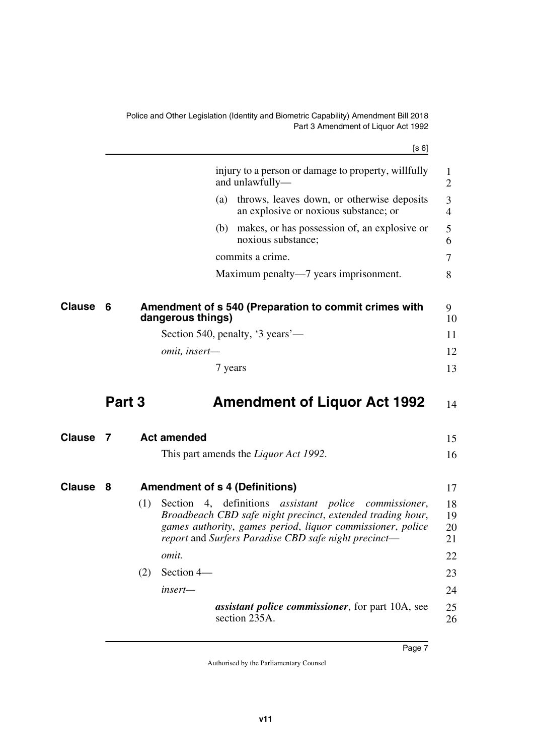injury to a person or damage to property, willfully and unlawfully—

(a) throws, leaves down, or otherwise deposits an explosive or noxious substance; or

(b) makes, or has possession of, an explosive or noxious substance;

commits a crime.

Maximum penalty—7 years imprisonment.

### Clause 6 Amendment of s 540 (Preparation to commit crimes with dangerous things)

Section 540, penalty, '3 years'—

*omit, insert—*

7 years

## Part 3 Amendment of Liquor Act 1992

### Clause 7 Act amended

This part amends the *Liquor Act 1992*.

### Clause 8 Amendment of s 4 (Definitions)

(1) Section 4, definitions *assistant police commissioner*, *Broadbeach CBD safe night precinct*, *extended trading hour*, *games authority*, *games period*, *liquor commissioner*, *police report* and *Surfers Paradise CBD safe night precinct*—

*omit.*

(2) Section 4—

*insert—*

***assistant police commissioner***, for part 10A, see section 235A.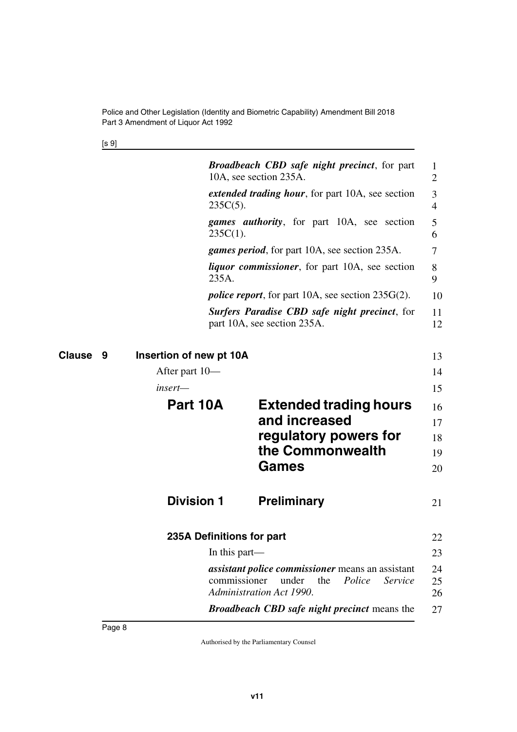***Broadbeach CBD safe night precinct***, for part 10A, see section 235A.

***extended trading hour***, for part 10A, see section 235C(5).

***games authority***, for part 10A, see section 235C(1).

***games period***, for part 10A, see section 235A.

***liquor commissioner***, for part 10A, see section 235A.

***police report***, for part 10A, see section 235G(2).

***Surfers Paradise CBD safe night precinct***, for part 10A, see section 235A.

**Clause 9 Insertion of new pt 10A**

After part 10—

*insert*—

# Part 10A Extended trading hours and increased regulatory powers for the Commonwealth Games

## Division 1 Preliminary

### 235A Definitions for part

In this part—

***assistant police commissioner*** means an assistant commissioner under the *Police Service Administration Act 1990*.

***Broadbeach CBD safe night precinct*** means the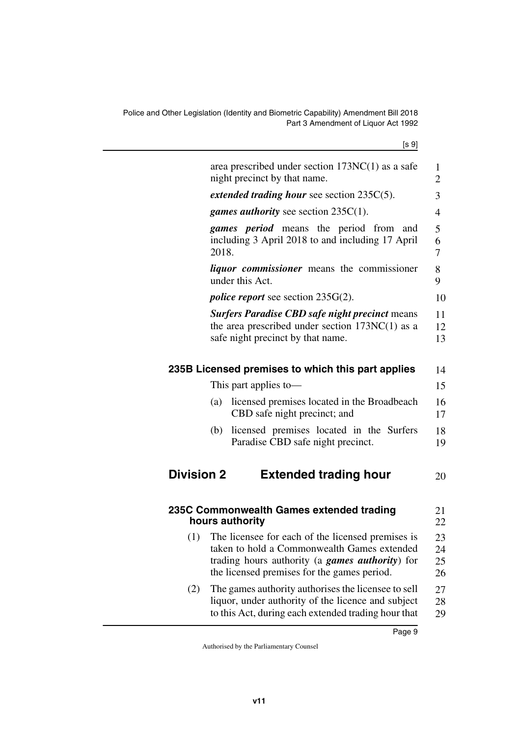area prescribed under section 173NC(1) as a safe night precinct by that name.

***extended trading hour*** see section 235C(5).

***games authority*** see section 235C(1).

***games period*** means the period from and including 3 April 2018 to and including 17 April 2018.

***liquor commissioner*** means the commissioner under this Act.

***police report*** see section 235G(2).

***Surfers Paradise CBD safe night precinct*** means the area prescribed under section 173NC(1) as a safe night precinct by that name.

### 235B Licensed premises to which this part applies

This part applies to—

(a) licensed premises located in the Broadbeach CBD safe night precinct; and

(b) licensed premises located in the Surfers Paradise CBD safe night precinct.

## Division 2 Extended trading hour

### 235C Commonwealth Games extended trading hours authority

(1) The licensee for each of the licensed premises is taken to hold a Commonwealth Games extended trading hours authority (a ***games authority***) for the licensed premises for the games period.

(2) The games authority authorises the licensee to sell liquor, under authority of the licence and subject to this Act, during each extended trading hour that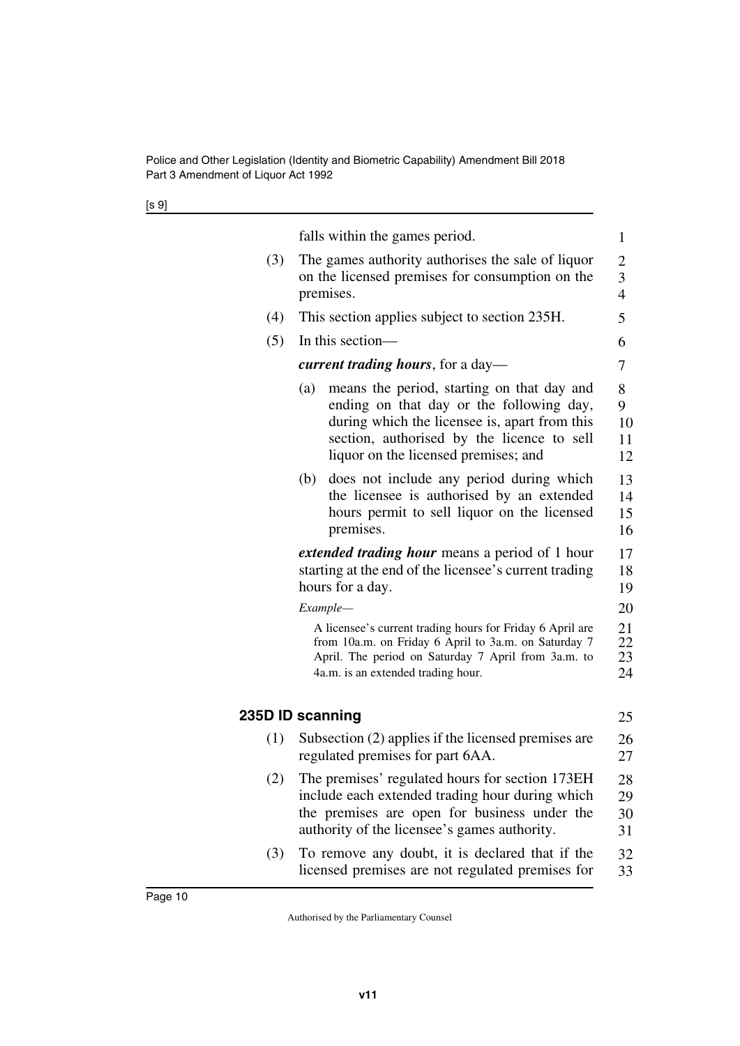falls within the games period.

(3) The games authority authorises the sale of liquor on the licensed premises for consumption on the premises.

(4) This section applies subject to section 235H.

(5) In this section—

***current trading hours***, for a day—

(a) means the period, starting on that day and ending on that day or the following day, during which the licensee is, apart from this section, authorised by the licence to sell liquor on the licensed premises; and

(b) does not include any period during which the licensee is authorised by an extended hours permit to sell liquor on the licensed premises.

***extended trading hour*** means a period of 1 hour starting at the end of the licensee's current trading hours for a day.

*Example—*

A licensee's current trading hours for Friday 6 April are from 10a.m. on Friday 6 April to 3a.m. on Saturday 7 April. The period on Saturday 7 April from 3a.m. to 4a.m. is an extended trading hour.

### 235D ID scanning

(1) Subsection (2) applies if the licensed premises are regulated premises for part 6AA.

(2) The premises' regulated hours for section 173EH include each extended trading hour during which the premises are open for business under the authority of the licensee's games authority.

(3) To remove any doubt, it is declared that if the licensed premises are not regulated premises for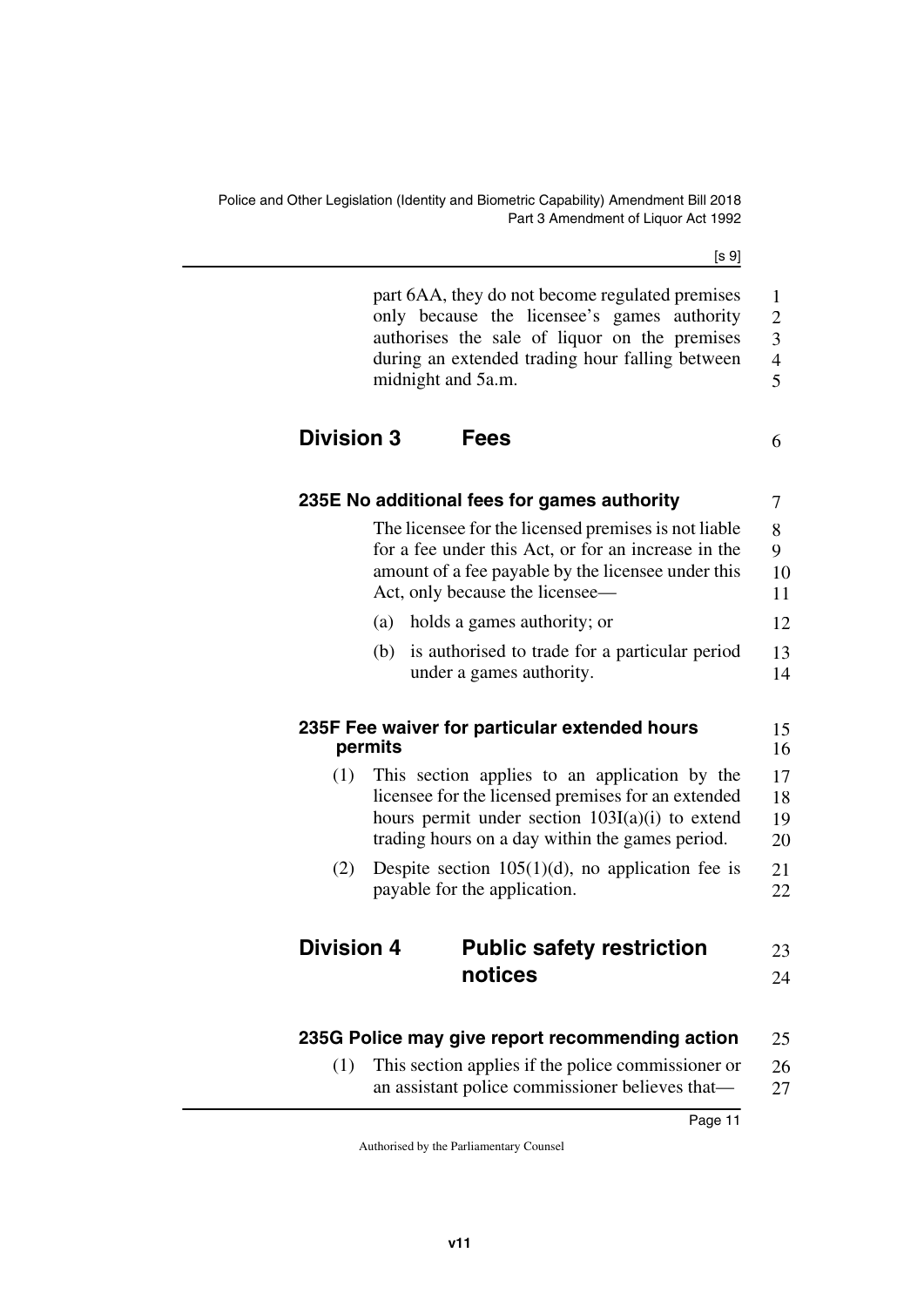part 6AA, they do not become regulated premises only because the licensee's games authority authorises the sale of liquor on the premises during an extended trading hour falling between midnight and 5a.m.

## Division 3 Fees

### 235E No additional fees for games authority

The licensee for the licensed premises is not liable for a fee under this Act, or for an increase in the amount of a fee payable by the licensee under this Act, only because the licensee—

(a) holds a games authority; or

(b) is authorised to trade for a particular period under a games authority.

### 235F Fee waiver for particular extended hours permits

(1) This section applies to an application by the licensee for the licensed premises for an extended hours permit under section 103I(a)(i) to extend trading hours on a day within the games period.

(2) Despite section 105(1)(d), no application fee is payable for the application.

## Division 4 Public safety restriction notices

### 235G Police may give report recommending action

(1) This section applies if the police commissioner or an assistant police commissioner believes that—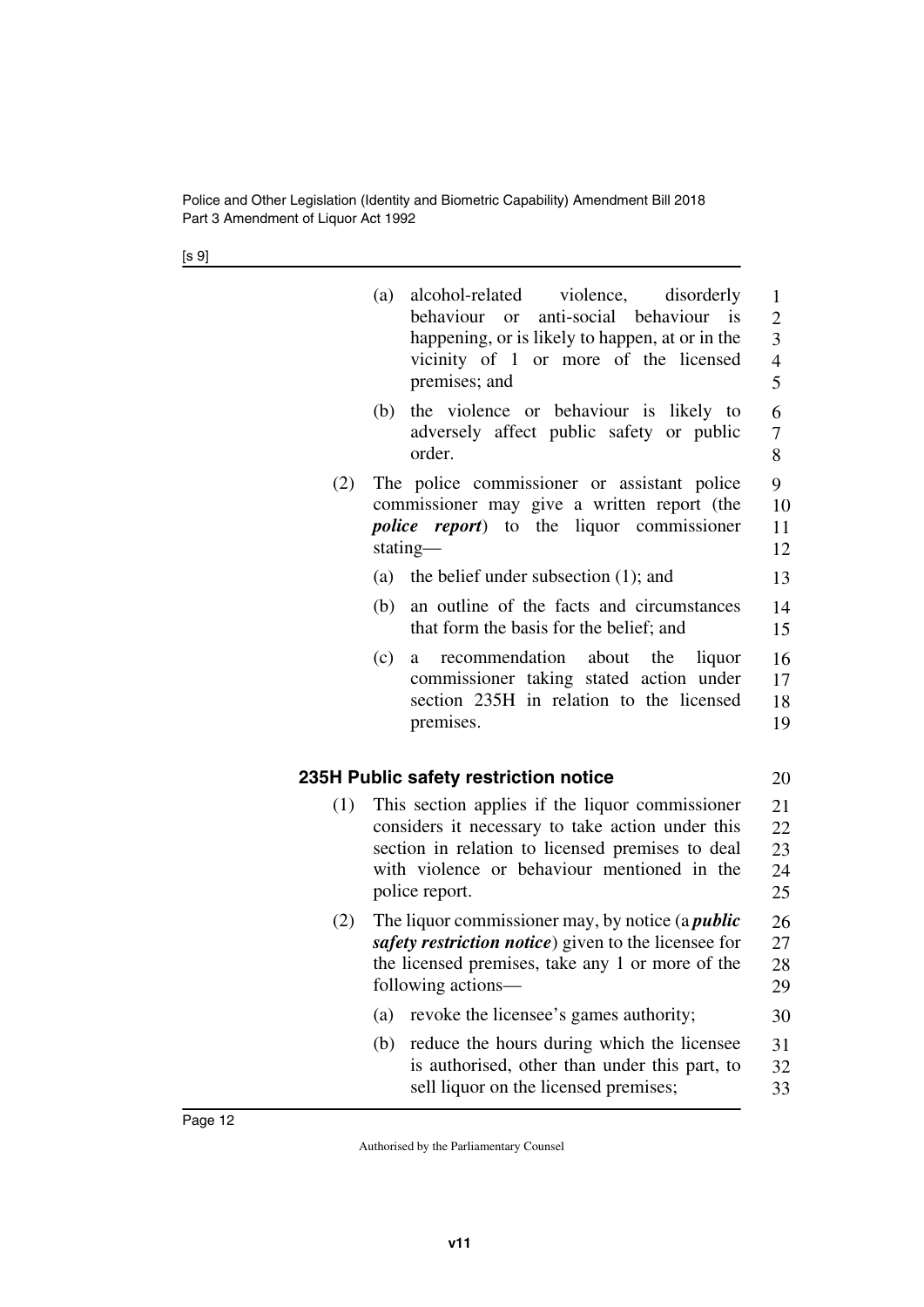(a) alcohol-related violence, disorderly behaviour or anti-social behaviour is happening, or is likely to happen, at or in the vicinity of 1 or more of the licensed premises; and

(b) the violence or behaviour is likely to adversely affect public safety or public order.

(2) The police commissioner or assistant police commissioner may give a written report (the ***police report***) to the liquor commissioner stating—

(a) the belief under subsection (1); and

(b) an outline of the facts and circumstances that form the basis for the belief; and

(c) a recommendation about the liquor commissioner taking stated action under section 235H in relation to the licensed premises.

### 235H Public safety restriction notice

(1) This section applies if the liquor commissioner considers it necessary to take action under this section in relation to licensed premises to deal with violence or behaviour mentioned in the police report.

(2) The liquor commissioner may, by notice (a ***public safety restriction notice***) given to the licensee for the licensed premises, take any 1 or more of the following actions—

(a) revoke the licensee's games authority;

(b) reduce the hours during which the licensee is authorised, other than under this part, to sell liquor on the licensed premises;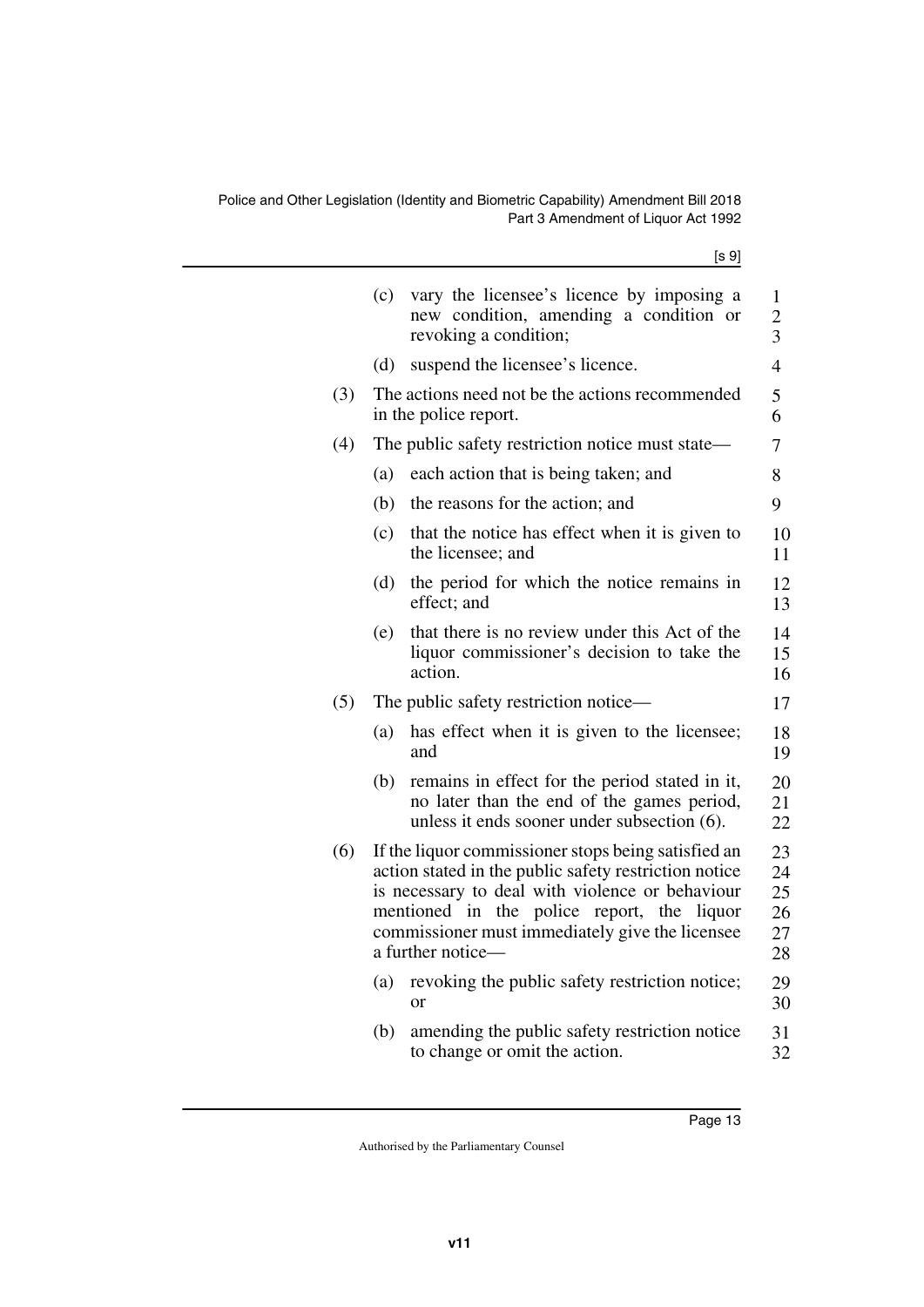(c) vary the licensee's licence by imposing a new condition, amending a condition or revoking a condition;

(d) suspend the licensee's licence.

(3) The actions need not be the actions recommended in the police report.

(4) The public safety restriction notice must state—

(a) each action that is being taken; and

(b) the reasons for the action; and

(c) that the notice has effect when it is given to the licensee; and

(d) the period for which the notice remains in effect; and

(e) that there is no review under this Act of the liquor commissioner's decision to take the action.

(5) The public safety restriction notice—

(a) has effect when it is given to the licensee; and

(b) remains in effect for the period stated in it, no later than the end of the games period, unless it ends sooner under subsection (6).

(6) If the liquor commissioner stops being satisfied an action stated in the public safety restriction notice is necessary to deal with violence or behaviour mentioned in the police report, the liquor commissioner must immediately give the licensee a further notice—

(a) revoking the public safety restriction notice; or

(b) amending the public safety restriction notice to change or omit the action.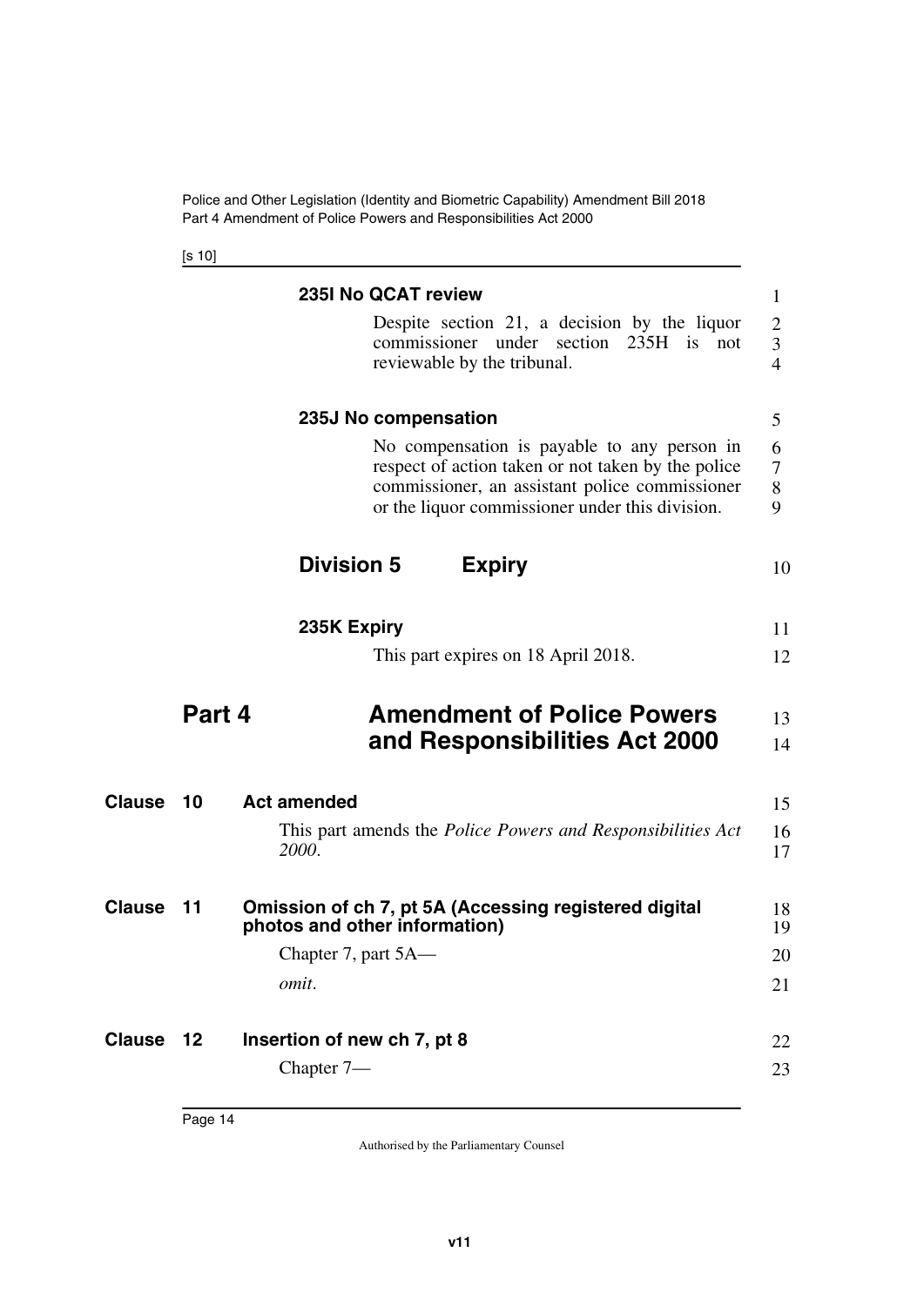#### 235I No QCAT review

Despite section 21, a decision by the liquor commissioner under section 235H is not reviewable by the tribunal.

#### 235J No compensation

No compensation is payable to any person in respect of action taken or not taken by the police commissioner, an assistant police commissioner or the liquor commissioner under this division.

### Division 5 Expiry

#### 235K Expiry

This part expires on 18 April 2018.

## Part 4 Amendment of Police Powers and Responsibilities Act 2000

**Clause 10 Act amended**

This part amends the *Police Powers and Responsibilities Act 2000*.

**Clause 11 Omission of ch 7, pt 5A (Accessing registered digital photos and other information)**

Chapter 7, part 5A—

*omit*.

**Clause 12 Insertion of new ch 7, pt 8**

Chapter 7—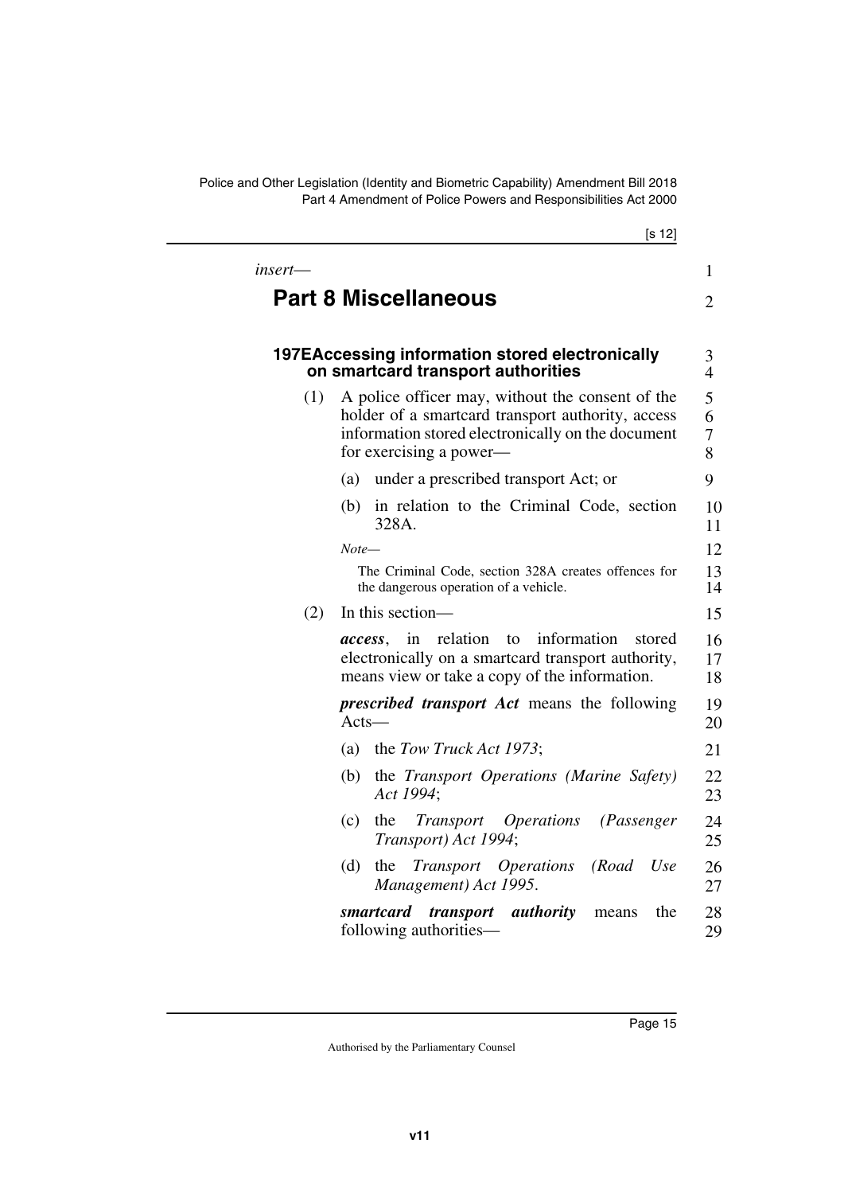*insert*—

# Part 8 Miscellaneous

### 197E Accessing information stored electronically on smartcard transport authorities

(1) A police officer may, without the consent of the holder of a smartcard transport authority, access information stored electronically on the document for exercising a power—

(a) under a prescribed transport Act; or

(b) in relation to the Criminal Code, section 328A.

*Note—*

The Criminal Code, section 328A creates offences for the dangerous operation of a vehicle.

(2) In this section—

***access***, in relation to information stored electronically on a smartcard transport authority, means view or take a copy of the information.

***prescribed transport Act*** means the following Acts—

(a) the *Tow Truck Act 1973*;

(b) the *Transport Operations (Marine Safety) Act 1994*;

(c) the *Transport Operations (Passenger Transport) Act 1994*;

(d) the *Transport Operations (Road Use Management) Act 1995*.

***smartcard transport authority*** means the following authorities—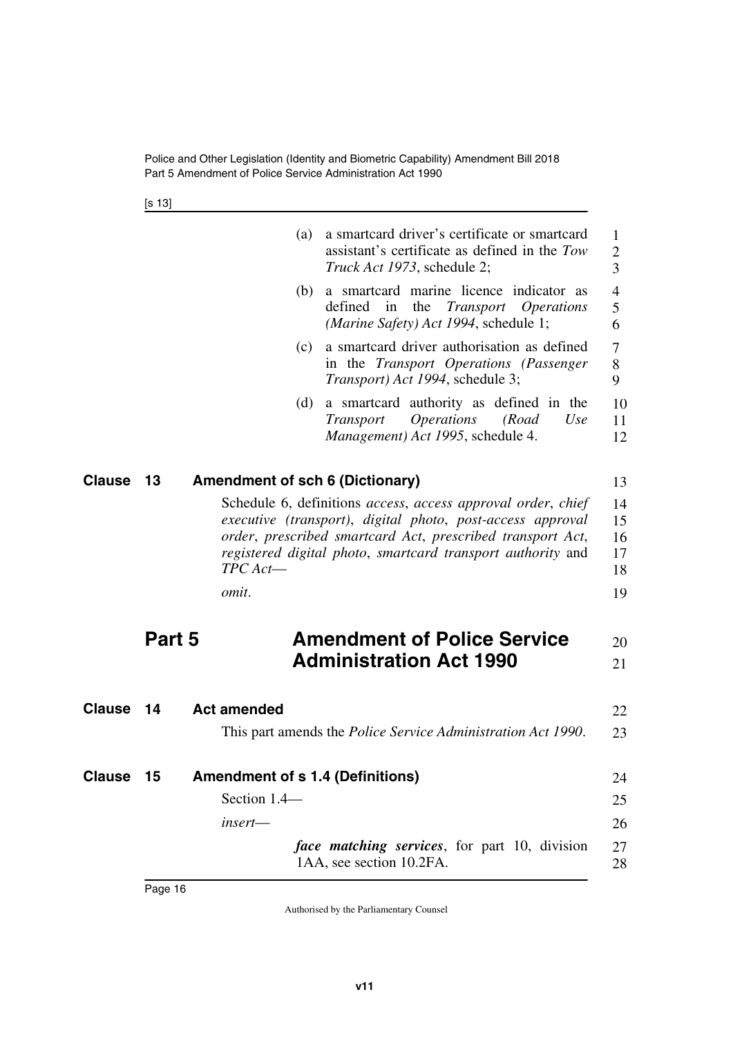(a) a smartcard driver's certificate or smartcard assistant's certificate as defined in the *Tow Truck Act 1973*, schedule 2;

(b) a smartcard marine licence indicator as defined in the *Transport Operations (Marine Safety) Act 1994*, schedule 1;

(c) a smartcard driver authorisation as defined in the *Transport Operations (Passenger Transport) Act 1994*, schedule 3;

(d) a smartcard authority as defined in the *Transport Operations (Road Use Management) Act 1995*, schedule 4.

**Clause 13 Amendment of sch 6 (Dictionary)**

Schedule 6, definitions *access*, *access approval order*, *chief executive (transport)*, *digital photo*, *post-access approval order*, *prescribed smartcard Act*, *prescribed transport Act*, *registered digital photo*, *smartcard transport authority* and *TPC Act*—

*omit*.

# Part 5 Amendment of Police Service Administration Act 1990

**Clause 14 Act amended**

This part amends the *Police Service Administration Act 1990*.

**Clause 15 Amendment of s 1.4 (Definitions)**

Section 1.4—

*insert*—

***face matching services***, for part 10, division 1AA, see section 10.2FA.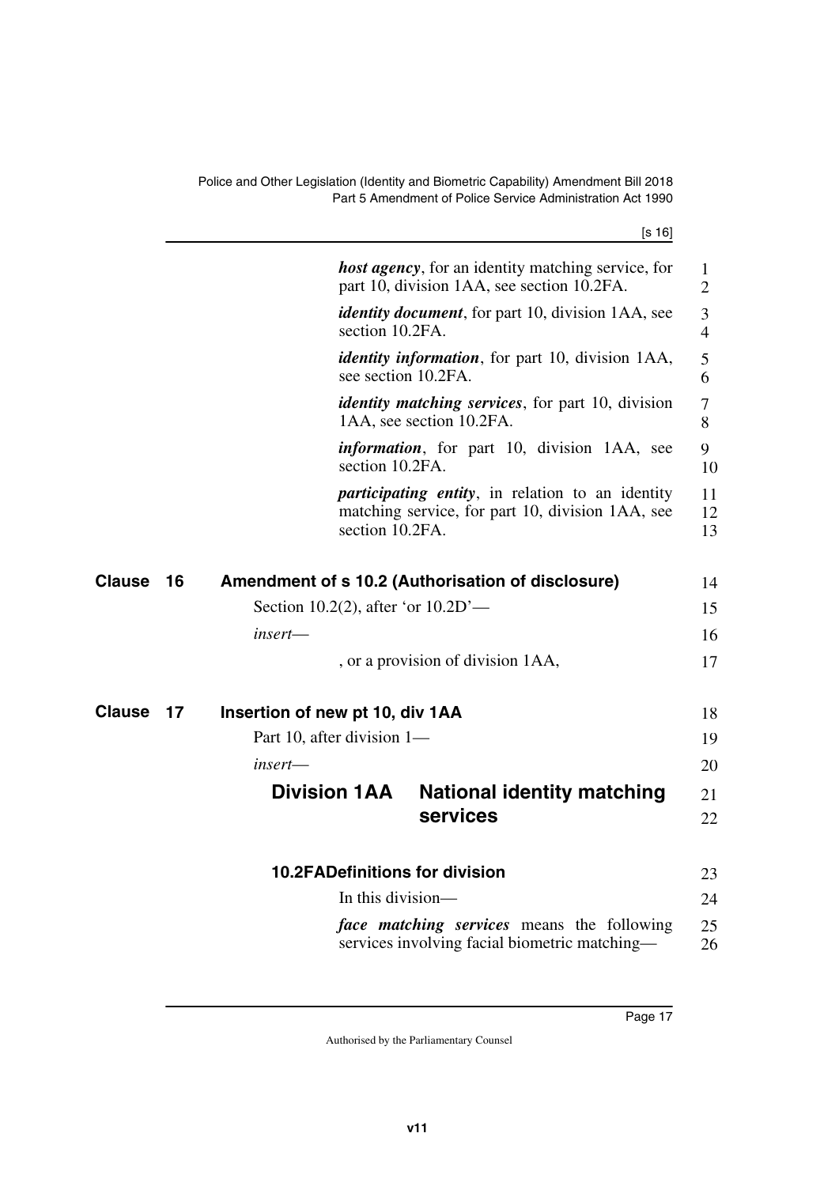*host agency*, for an identity matching service, for part 10, division 1AA, see section 10.2FA.

*identity document*, for part 10, division 1AA, see section 10.2FA.

*identity information*, for part 10, division 1AA, see section 10.2FA.

*identity matching services*, for part 10, division 1AA, see section 10.2FA.

*information*, for part 10, division 1AA, see section 10.2FA.

*participating entity*, in relation to an identity matching service, for part 10, division 1AA, see section 10.2FA.

## Clause 16 Amendment of s 10.2 (Authorisation of disclosure)

Section 10.2(2), after 'or 10.2D'—

*insert*—

, or a provision of division 1AA,

## Clause 17 Insertion of new pt 10, div 1AA

Part 10, after division 1—

*insert*—

### Division 1AA National identity matching services

#### 10.2FA Definitions for division

In this division—

***face matching services*** means the following services involving facial biometric matching—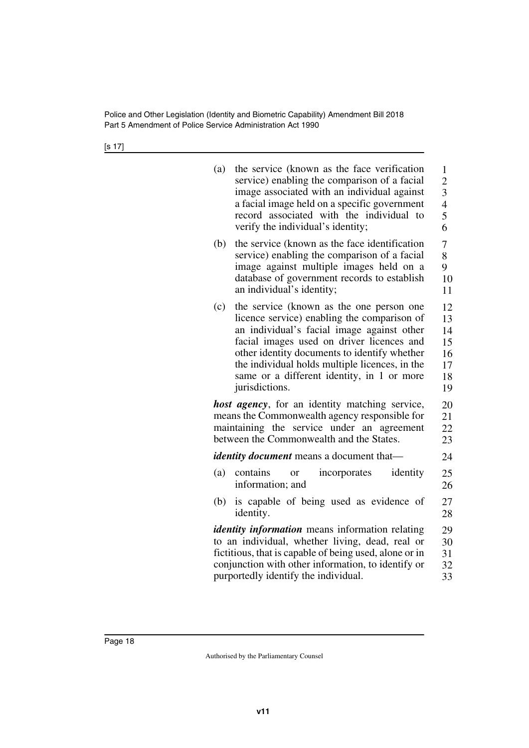(a) the service (known as the face verification service) enabling the comparison of a facial image associated with an individual against a facial image held on a specific government record associated with the individual to verify the individual's identity;

(b) the service (known as the face identification service) enabling the comparison of a facial image against multiple images held on a database of government records to establish an individual's identity;

(c) the service (known as the one person one licence service) enabling the comparison of an individual's facial image against other facial images used on driver licences and other identity documents to identify whether the individual holds multiple licences, in the same or a different identity, in 1 or more jurisdictions.

***host agency***, for an identity matching service, means the Commonwealth agency responsible for maintaining the service under an agreement between the Commonwealth and the States.

***identity document*** means a document that—

(a) contains or incorporates identity information; and

(b) is capable of being used as evidence of identity.

***identity information*** means information relating to an individual, whether living, dead, real or fictitious, that is capable of being used, alone or in conjunction with other information, to identify or purportedly identify the individual.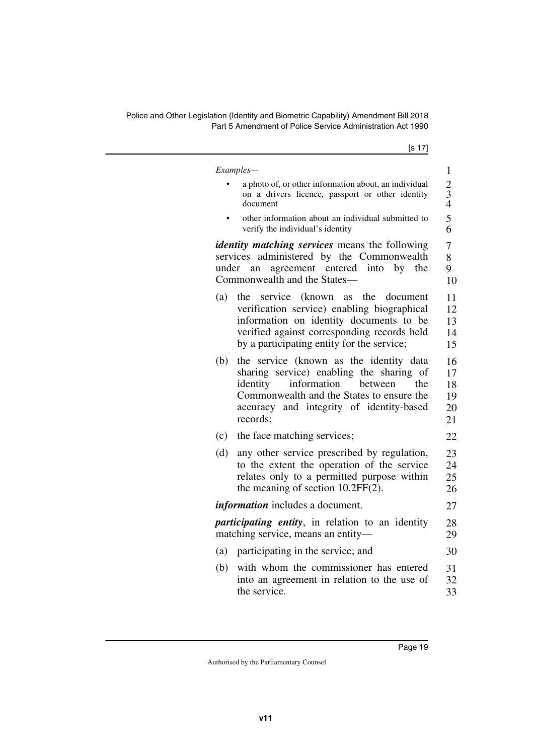*Examples—*

- a photo of, or other information about, an individual on a drivers licence, passport or other identity document
- other information about an individual submitted to verify the individual's identity

***identity matching services*** means the following services administered by the Commonwealth under an agreement entered into by the Commonwealth and the States—

(a) the service (known as the document verification service) enabling biographical information on identity documents to be verified against corresponding records held by a participating entity for the service;

(b) the service (known as the identity data sharing service) enabling the sharing of identity information between the Commonwealth and the States to ensure the accuracy and integrity of identity-based records;

(c) the face matching services;

(d) any other service prescribed by regulation, to the extent the operation of the service relates only to a permitted purpose within the meaning of section 10.2FF(2).

***information*** includes a document.

***participating entity***, in relation to an identity matching service, means an entity—

(a) participating in the service; and

(b) with whom the commissioner has entered into an agreement in relation to the use of the service.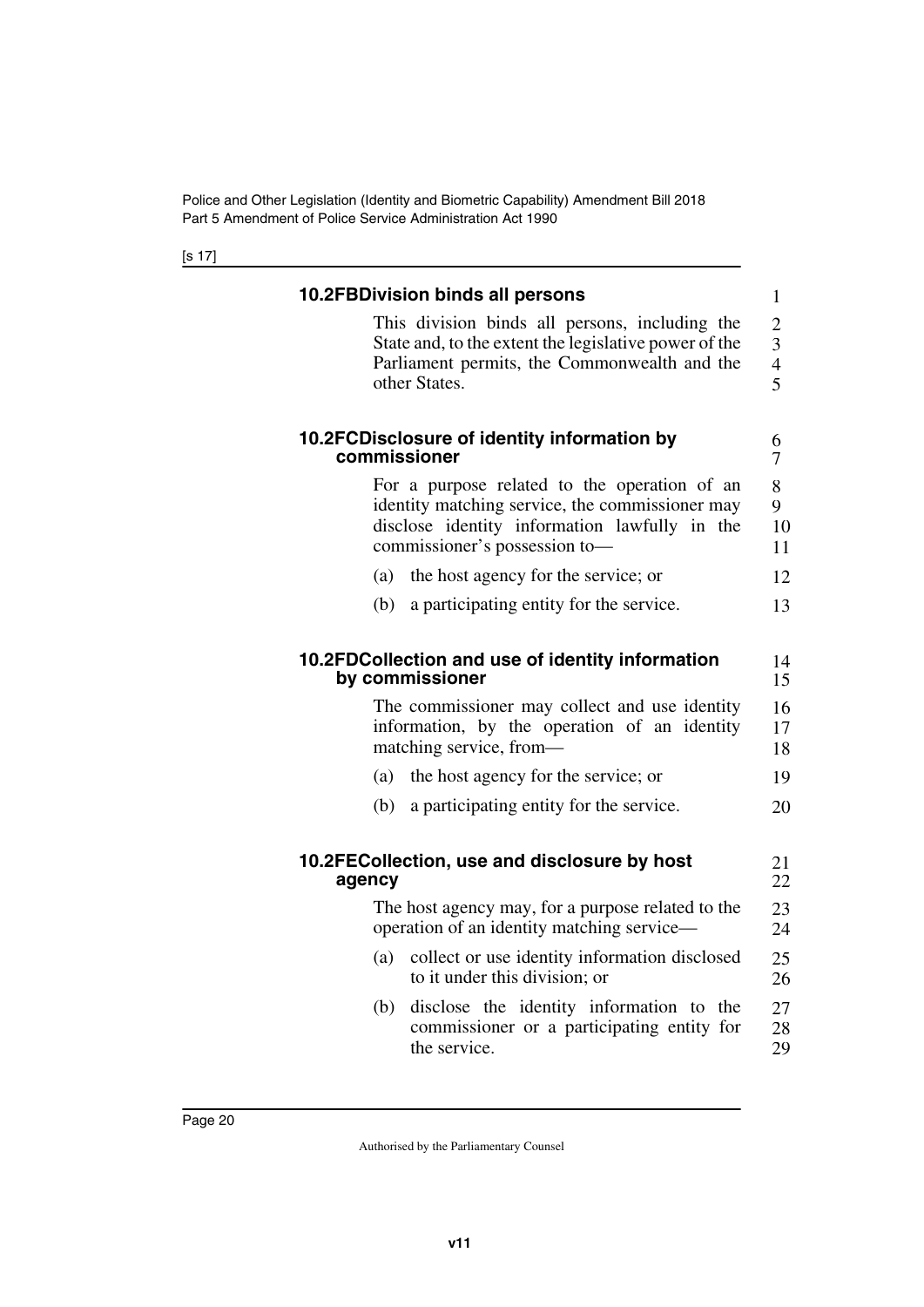#### 10.2FB Division binds all persons

This division binds all persons, including the State and, to the extent the legislative power of the Parliament permits, the Commonwealth and the other States.

#### 10.2FC Disclosure of identity information by commissioner

For a purpose related to the operation of an identity matching service, the commissioner may disclose identity information lawfully in the commissioner's possession to—

(a) the host agency for the service; or

(b) a participating entity for the service.

#### 10.2FD Collection and use of identity information by commissioner

The commissioner may collect and use identity information, by the operation of an identity matching service, from—

(a) the host agency for the service; or

(b) a participating entity for the service.

#### 10.2FE Collection, use and disclosure by host agency

The host agency may, for a purpose related to the operation of an identity matching service—

(a) collect or use identity information disclosed to it under this division; or

(b) disclose the identity information to the commissioner or a participating entity for the service.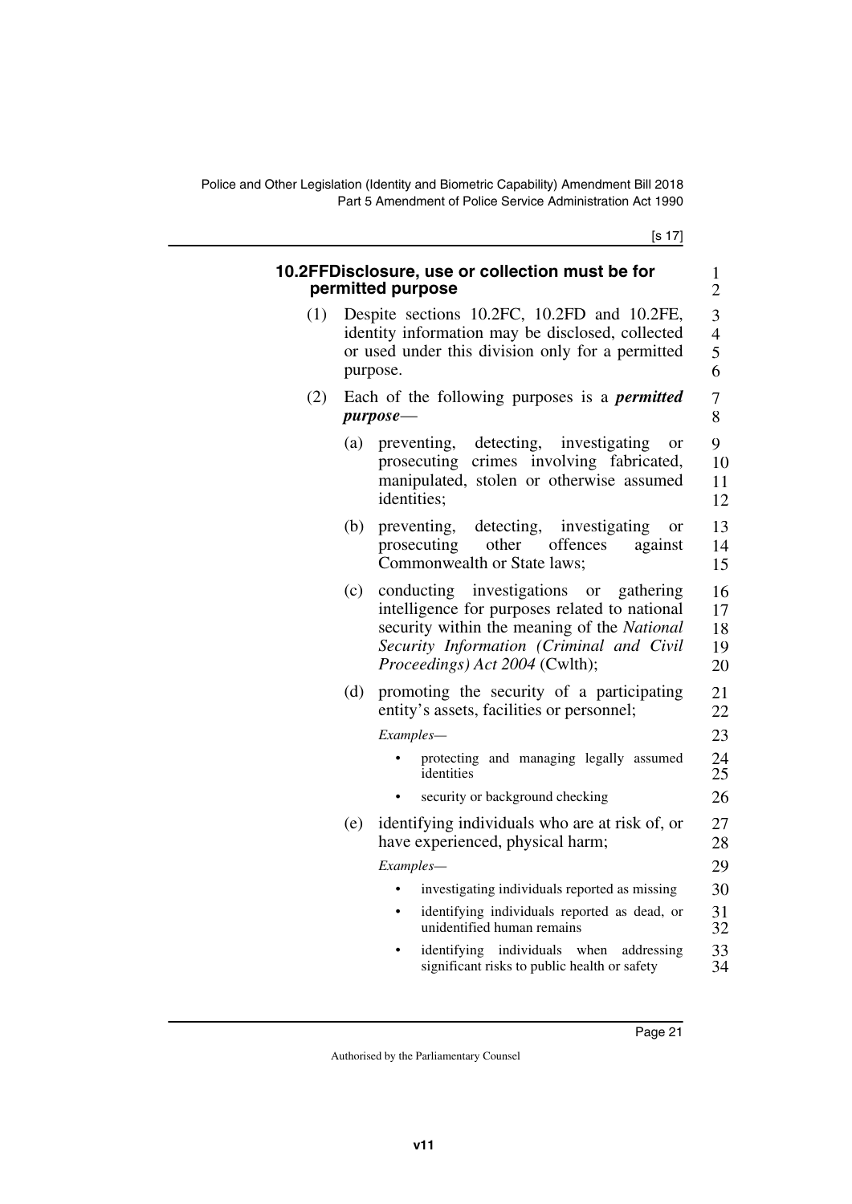### 10.2FF Disclosure, use or collection must be for permitted purpose

(1) Despite sections 10.2FC, 10.2FD and 10.2FE, identity information may be disclosed, collected or used under this division only for a permitted purpose.

(2) Each of the following purposes is a ***permitted purpose***—

(a) preventing, detecting, investigating or prosecuting crimes involving fabricated, manipulated, stolen or otherwise assumed identities;

(b) preventing, detecting, investigating or prosecuting other offences against Commonwealth or State laws;

(c) conducting investigations or gathering intelligence for purposes related to national security within the meaning of the *National Security Information (Criminal and Civil Proceedings) Act 2004* (Cwlth);

(d) promoting the security of a participating entity's assets, facilities or personnel;

*Examples—*

- protecting and managing legally assumed identities
- security or background checking

(e) identifying individuals who are at risk of, or have experienced, physical harm;

*Examples—*

- investigating individuals reported as missing
- identifying individuals reported as dead, or unidentified human remains
- identifying individuals when addressing significant risks to public health or safety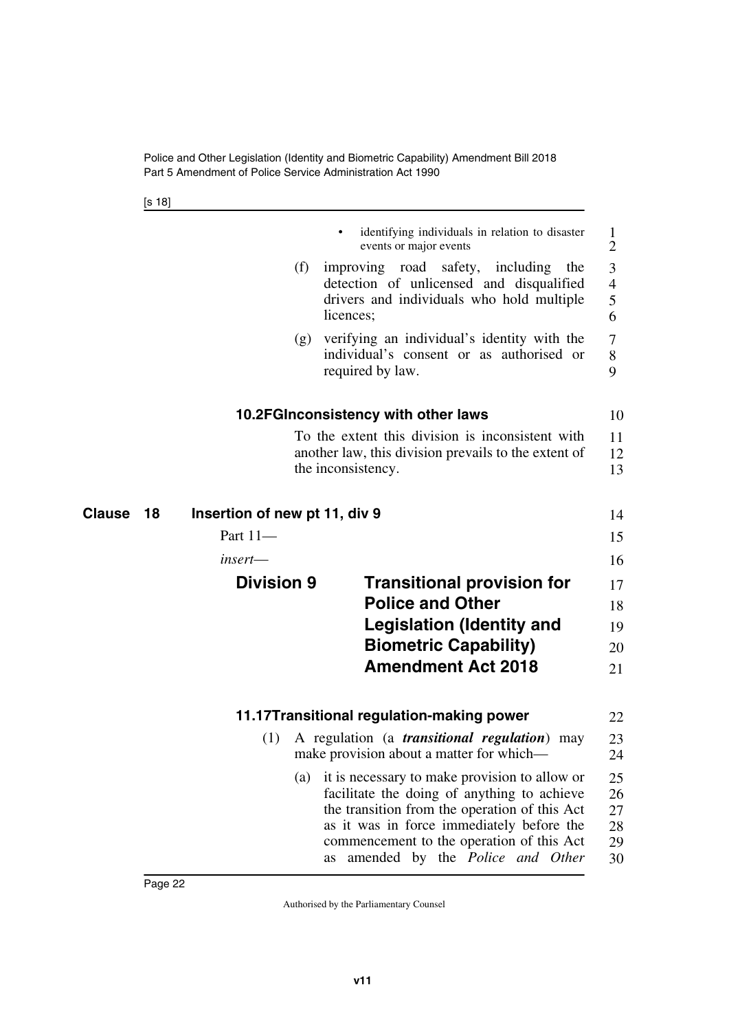- identifying individuals in relation to disaster events or major events

(f) improving road safety, including the detection of unlicensed and disqualified drivers and individuals who hold multiple licences;

(g) verifying an individual's identity with the individual's consent or as authorised or required by law.

#### 10.2FG Inconsistency with other laws

To the extent this division is inconsistent with another law, this division prevails to the extent of the inconsistency.

## Clause 18 Insertion of new pt 11, div 9

Part 11—

*insert*—

### Division 9 Transitional provision for Police and Other Legislation (Identity and Biometric Capability) Amendment Act 2018

#### 11.17 Transitional regulation-making power

(1) A regulation (a ***transitional regulation***) may make provision about a matter for which—

(a) it is necessary to make provision to allow or facilitate the doing of anything to achieve the transition from the operation of this Act as it was in force immediately before the commencement to the operation of this Act as amended by the *Police and Other*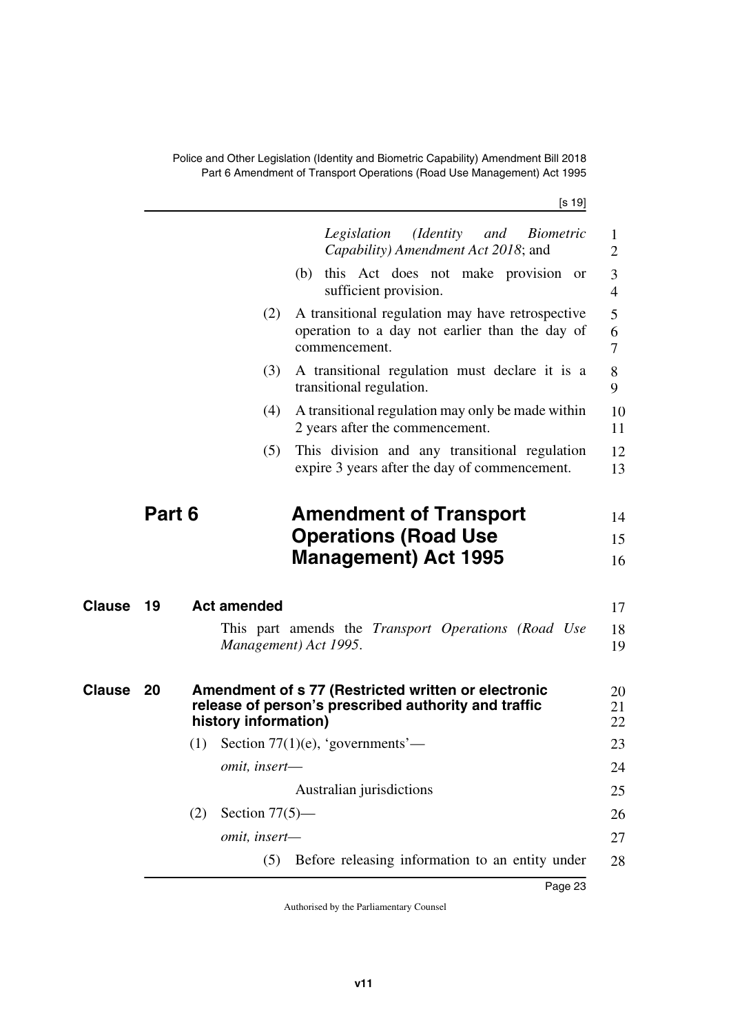*Legislation (Identity and Biometric Capability) Amendment Act 2018*; and

(b) this Act does not make provision or sufficient provision.

(2) A transitional regulation may have retrospective operation to a day not earlier than the day of commencement.

(3) A transitional regulation must declare it is a transitional regulation.

(4) A transitional regulation may only be made within 2 years after the commencement.

(5) This division and any transitional regulation expire 3 years after the day of commencement.

# Part 6 Amendment of Transport Operations (Road Use Management) Act 1995

## Clause 19 Act amended

This part amends the *Transport Operations (Road Use Management) Act 1995*.

## Clause 20 Amendment of s 77 (Restricted written or electronic release of person's prescribed authority and traffic history information)

(1) Section 77(1)(e), 'governments'—

*omit, insert—*

Australian jurisdictions

(2) Section 77(5)—

*omit, insert—*

(5) Before releasing information to an entity under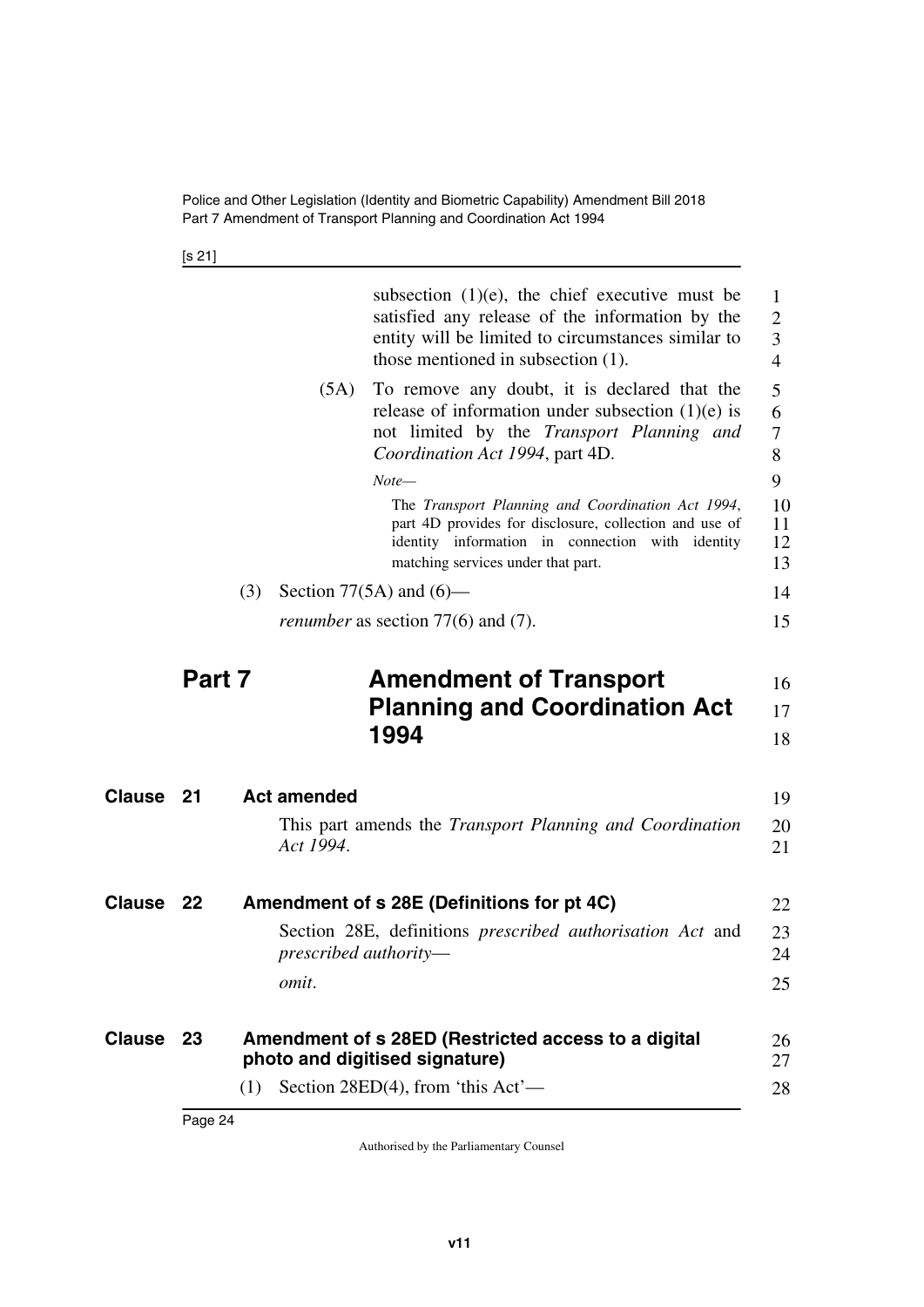subsection (1)(e), the chief executive must be satisfied any release of the information by the entity will be limited to circumstances similar to those mentioned in subsection (1).

(5A) To remove any doubt, it is declared that the release of information under subsection (1)(e) is not limited by the *Transport Planning and Coordination Act 1994*, part 4D.

*Note—*

The *Transport Planning and Coordination Act 1994*, part 4D provides for disclosure, collection and use of identity information in connection with identity matching services under that part.

(3) Section 77(5A) and (6)—

*renumber* as section 77(6) and (7).

# Part 7 Amendment of Transport Planning and Coordination Act 1994

## Clause 21 Act amended

This part amends the *Transport Planning and Coordination Act 1994*.

## Clause 22 Amendment of s 28E (Definitions for pt 4C)

Section 28E, definitions *prescribed authorisation Act* and *prescribed authority*—

*omit*.

## Clause 23 Amendment of s 28ED (Restricted access to a digital photo and digitised signature)

(1) Section 28ED(4), from 'this Act'—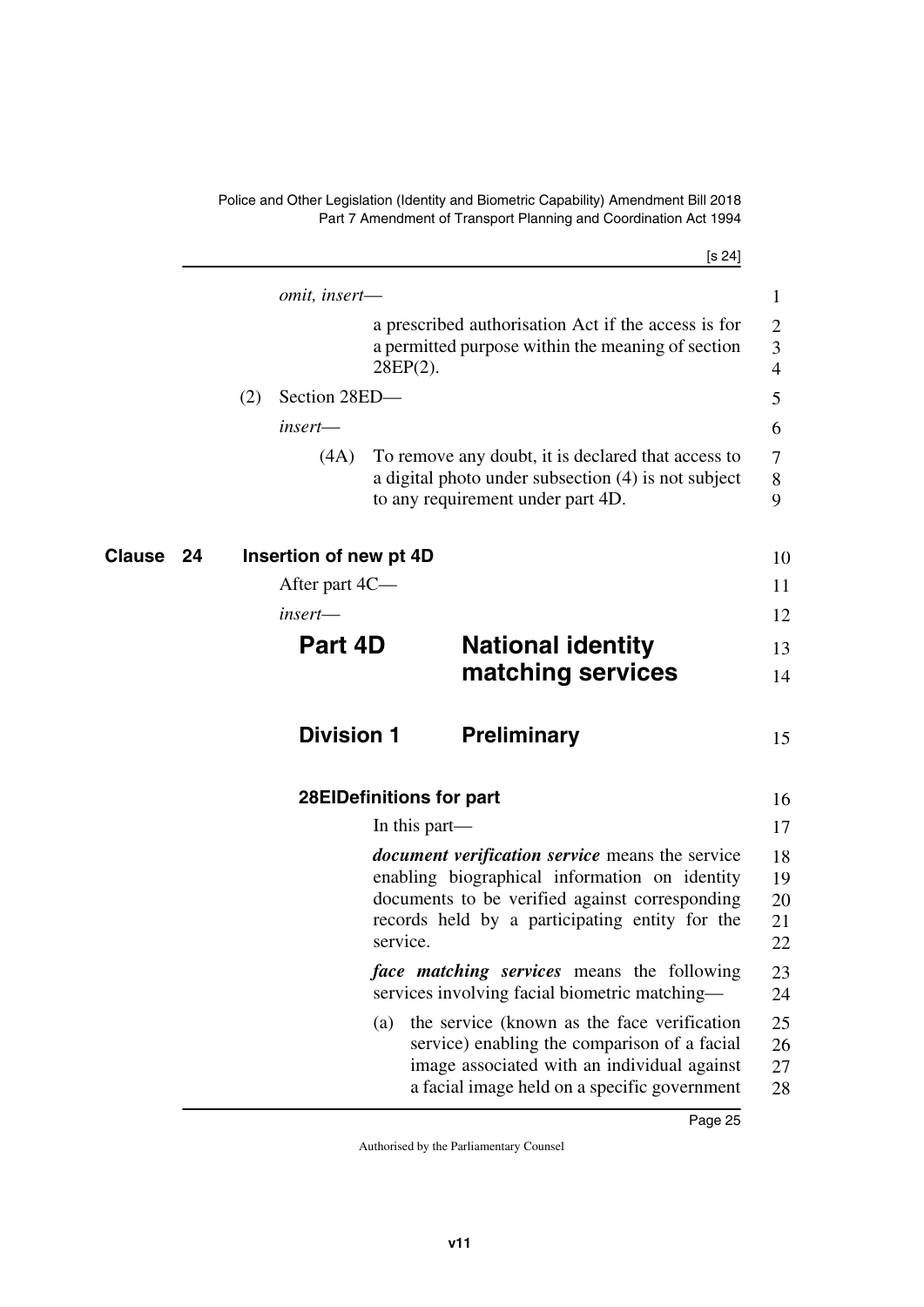*omit, insert—*

a prescribed authorisation Act if the access is for a permitted purpose within the meaning of section 28EP(2).

(2) Section 28ED—

*insert—*

(4A) To remove any doubt, it is declared that access to a digital photo under subsection (4) is not subject to any requirement under part 4D.

## Clause 24 Insertion of new pt 4D

After part 4C—

*insert—*

# Part 4D National identity matching services

## Division 1 Preliminary

### 28EI Definitions for part

In this part—

***document verification service*** means the service enabling biographical information on identity documents to be verified against corresponding records held by a participating entity for the service.

***face matching services*** means the following services involving facial biometric matching—

(a) the service (known as the face verification service) enabling the comparison of a facial image associated with an individual against a facial image held on a specific government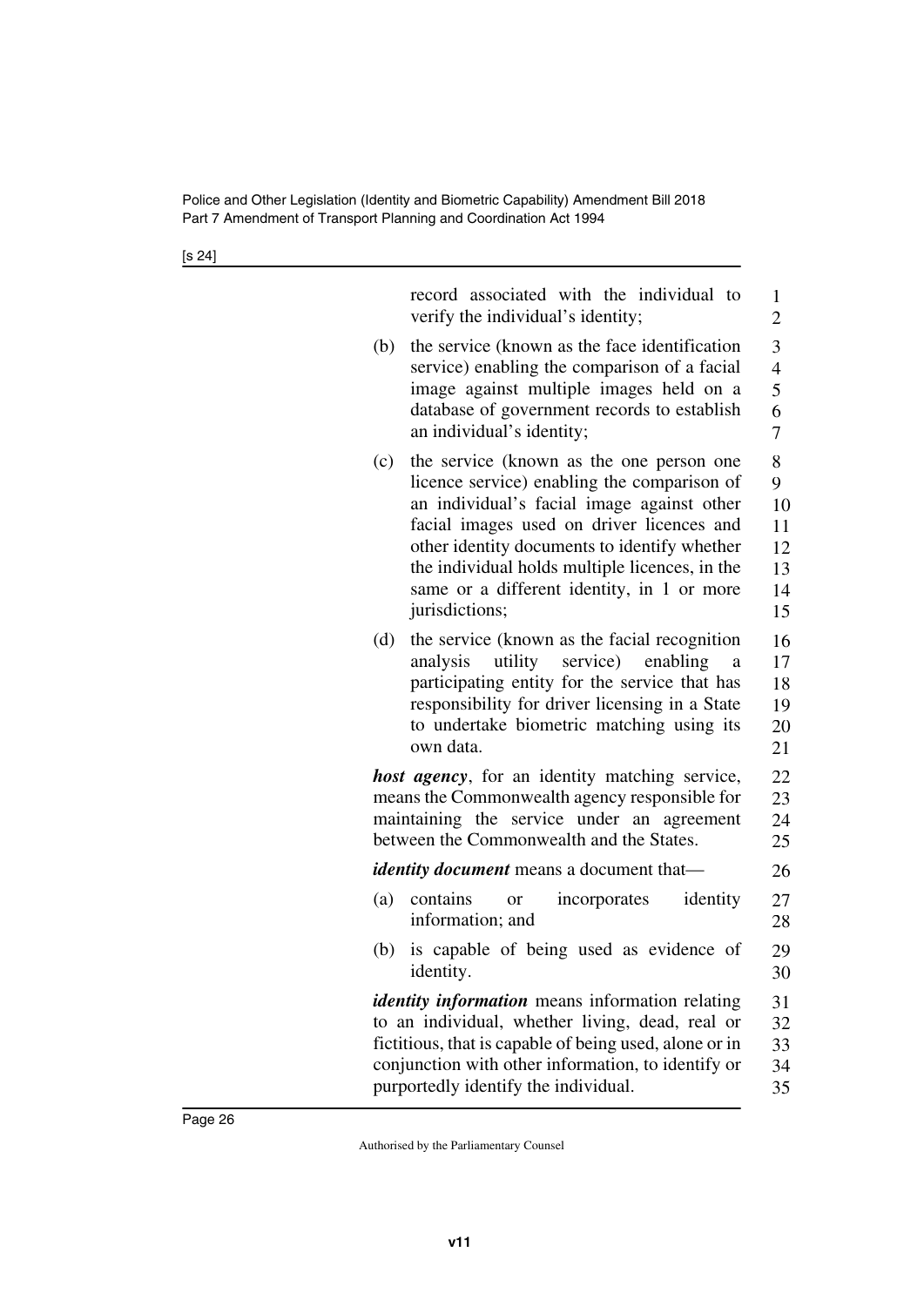record associated with the individual to verify the individual's identity;

(b) the service (known as the face identification service) enabling the comparison of a facial image against multiple images held on a database of government records to establish an individual's identity;

(c) the service (known as the one person one licence service) enabling the comparison of an individual's facial image against other facial images used on driver licences and other identity documents to identify whether the individual holds multiple licences, in the same or a different identity, in 1 or more jurisdictions;

(d) the service (known as the facial recognition analysis utility service) enabling a participating entity for the service that has responsibility for driver licensing in a State to undertake biometric matching using its own data.

***host agency***, for an identity matching service, means the Commonwealth agency responsible for maintaining the service under an agreement between the Commonwealth and the States.

***identity document*** means a document that—

(a) contains or incorporates identity information; and

(b) is capable of being used as evidence of identity.

***identity information*** means information relating to an individual, whether living, dead, real or fictitious, that is capable of being used, alone or in conjunction with other information, to identify or purportedly identify the individual.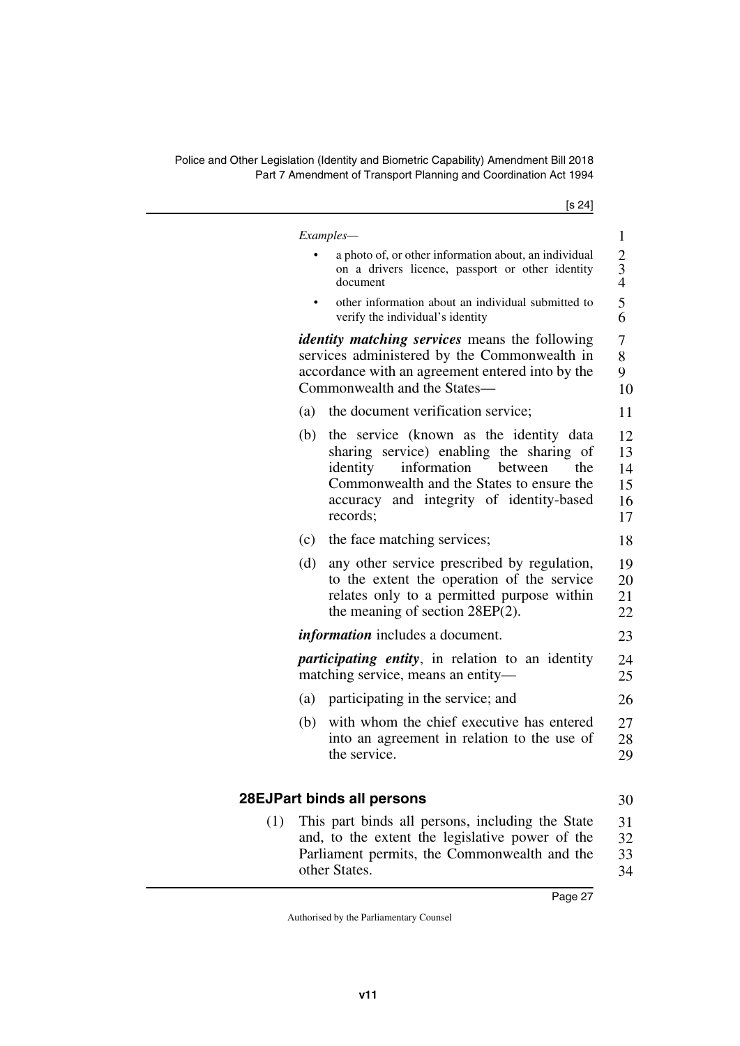*Examples—*

- a photo of, or other information about, an individual on a drivers licence, passport or other identity document
- other information about an individual submitted to verify the individual's identity

***identity matching services*** means the following services administered by the Commonwealth in accordance with an agreement entered into by the Commonwealth and the States—

(a) the document verification service;

(b) the service (known as the identity data sharing service) enabling the sharing of identity information between the Commonwealth and the States to ensure the accuracy and integrity of identity-based records;

(c) the face matching services;

(d) any other service prescribed by regulation, to the extent the operation of the service relates only to a permitted purpose within the meaning of section 28EP(2).

***information*** includes a document.

***participating entity***, in relation to an identity matching service, means an entity—

(a) participating in the service; and

(b) with whom the chief executive has entered into an agreement in relation to the use of the service.

### 28EJ Part binds all persons

(1) This part binds all persons, including the State and, to the extent the legislative power of the Parliament permits, the Commonwealth and the other States.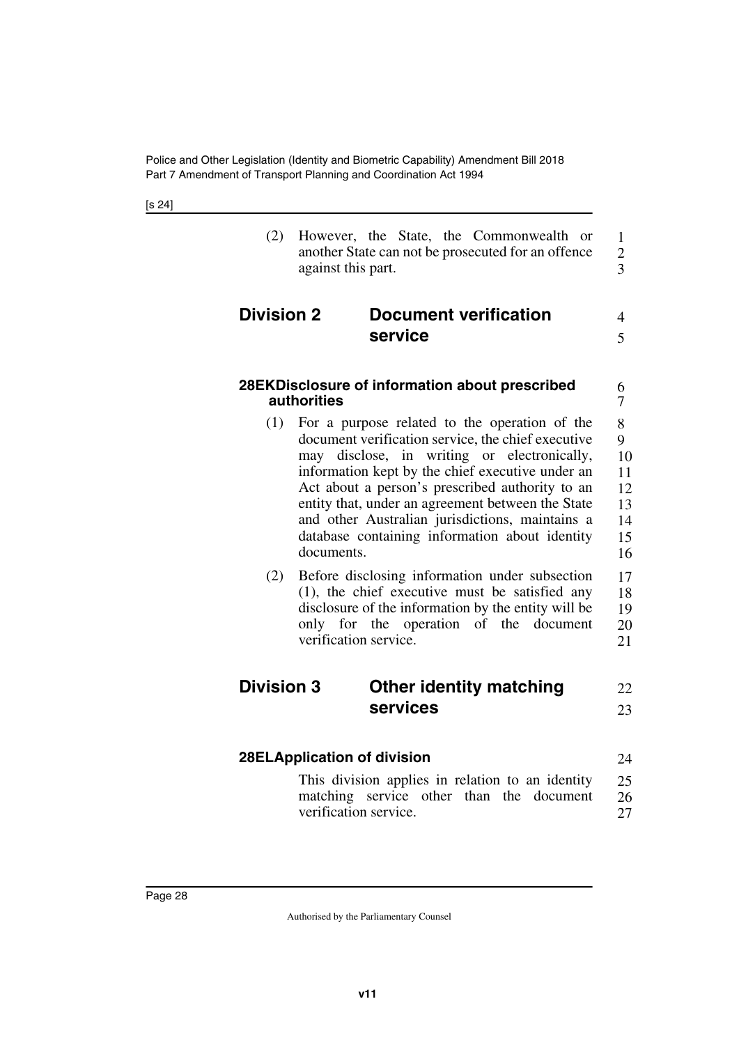(2) However, the State, the Commonwealth or another State can not be prosecuted for an offence against this part.

## Division 2 Document verification service

### 28EK Disclosure of information about prescribed authorities

(1) For a purpose related to the operation of the document verification service, the chief executive may disclose, in writing or electronically, information kept by the chief executive under an Act about a person's prescribed authority to an entity that, under an agreement between the State and other Australian jurisdictions, maintains a database containing information about identity documents.

(2) Before disclosing information under subsection (1), the chief executive must be satisfied any disclosure of the information by the entity will be only for the operation of the document verification service.

## Division 3 Other identity matching services

### 28EL Application of division

This division applies in relation to an identity matching service other than the document verification service.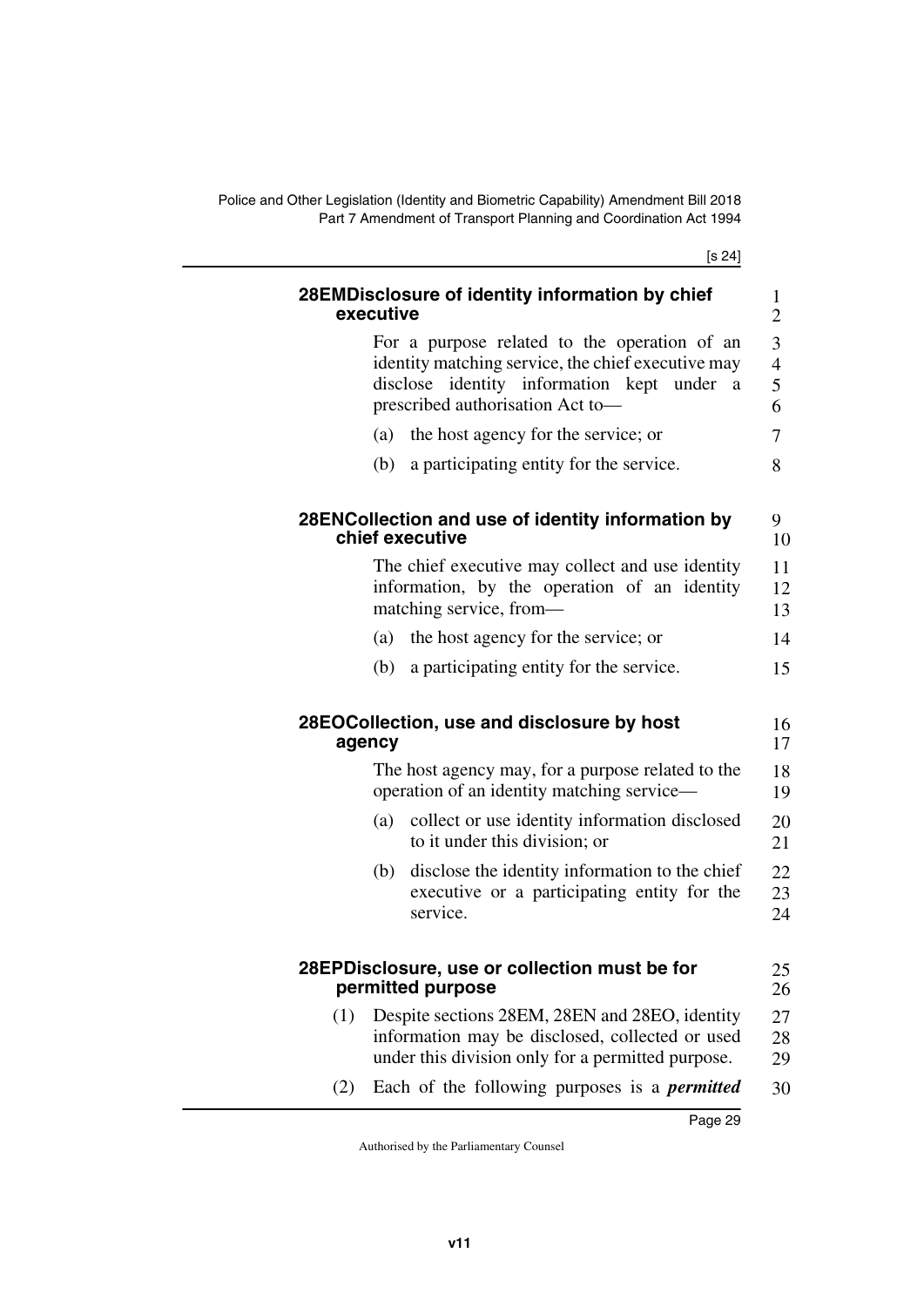### 28EM Disclosure of identity information by chief executive

For a purpose related to the operation of an identity matching service, the chief executive may disclose identity information kept under a prescribed authorisation Act to—

(a) the host agency for the service; or

(b) a participating entity for the service.

### 28EN Collection and use of identity information by chief executive

The chief executive may collect and use identity information, by the operation of an identity matching service, from—

(a) the host agency for the service; or

(b) a participating entity for the service.

### 28EO Collection, use and disclosure by host agency

The host agency may, for a purpose related to the operation of an identity matching service—

(a) collect or use identity information disclosed to it under this division; or

(b) disclose the identity information to the chief executive or a participating entity for the service.

### 28EP Disclosure, use or collection must be for permitted purpose

(1) Despite sections 28EM, 28EN and 28EO, identity information may be disclosed, collected or used under this division only for a permitted purpose.

(2) Each of the following purposes is a ***permitted***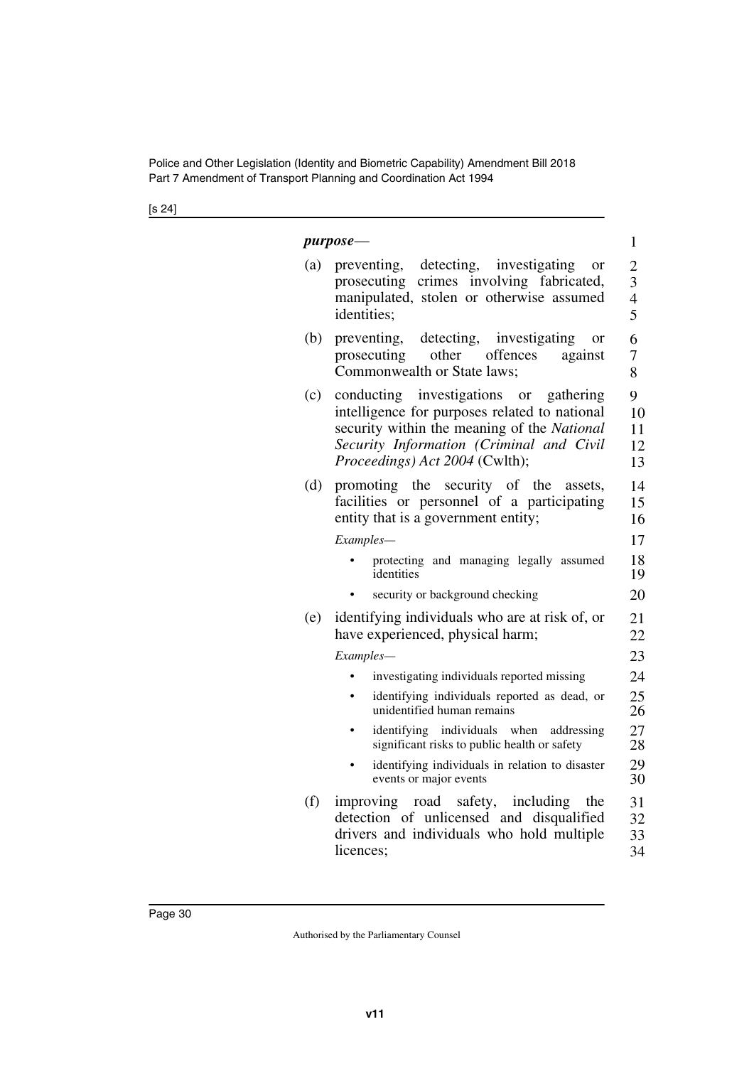***purpose***—

(a) preventing, detecting, investigating or prosecuting crimes involving fabricated, manipulated, stolen or otherwise assumed identities;

(b) preventing, detecting, investigating or prosecuting other offences against Commonwealth or State laws;

(c) conducting investigations or gathering intelligence for purposes related to national security within the meaning of the *National Security Information (Criminal and Civil Proceedings) Act 2004* (Cwlth);

(d) promoting the security of the assets, facilities or personnel of a participating entity that is a government entity;

*Examples—*

- protecting and managing legally assumed identities
- security or background checking

(e) identifying individuals who are at risk of, or have experienced, physical harm;

*Examples—*

- investigating individuals reported missing
- identifying individuals reported as dead, or unidentified human remains
- identifying individuals when addressing significant risks to public health or safety
- identifying individuals in relation to disaster events or major events

(f) improving road safety, including the detection of unlicensed and disqualified drivers and individuals who hold multiple licences;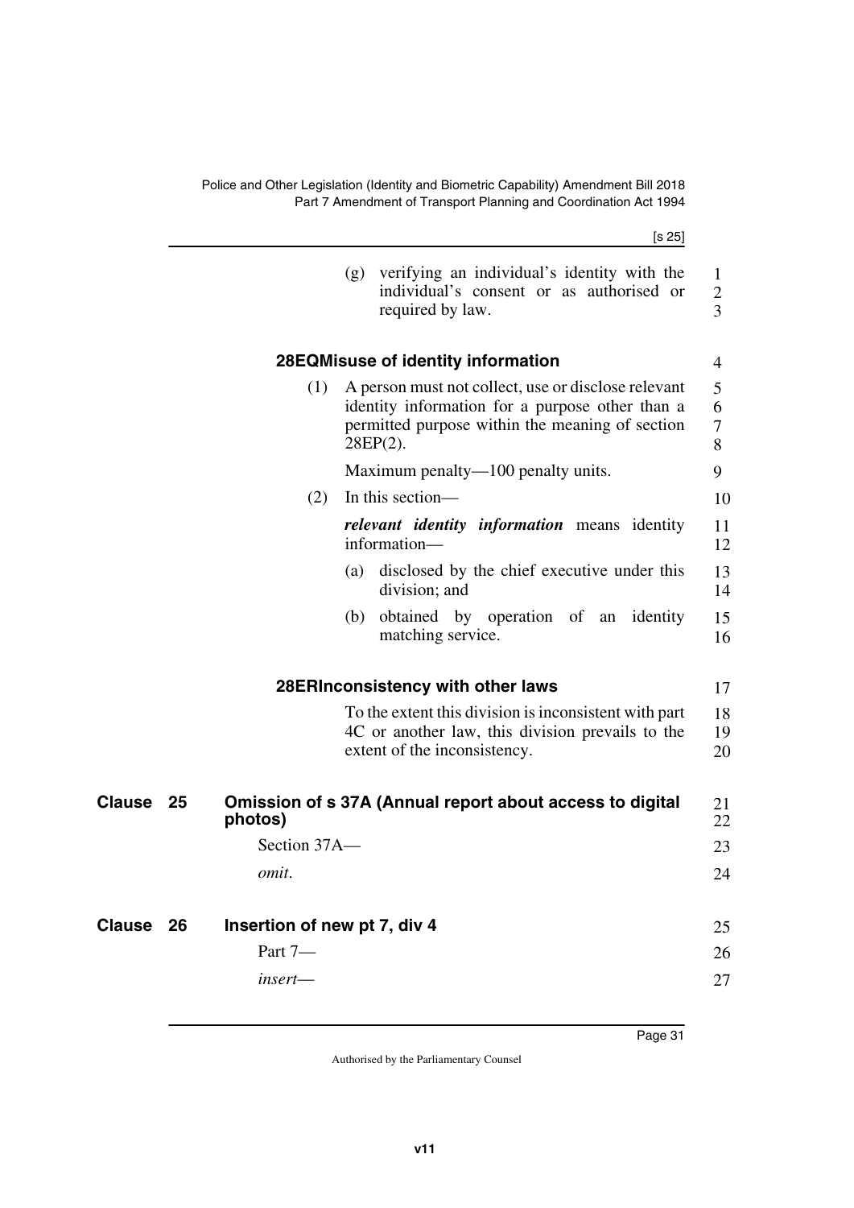(g) verifying an individual's identity with the individual's consent or as authorised or required by law.

#### 28EQ Misuse of identity information

(1) A person must not collect, use or disclose relevant identity information for a purpose other than a permitted purpose within the meaning of section 28EP(2).

Maximum penalty—100 penalty units.

(2) In this section—

***relevant identity information*** means identity information—

(a) disclosed by the chief executive under this division; and

(b) obtained by operation of an identity matching service.

#### 28ER Inconsistency with other laws

To the extent this division is inconsistent with part 4C or another law, this division prevails to the extent of the inconsistency.

### Clause 25 Omission of s 37A (Annual report about access to digital photos)

Section 37A—

*omit*.

### Clause 26 Insertion of new pt 7, div 4

Part 7—

*insert*—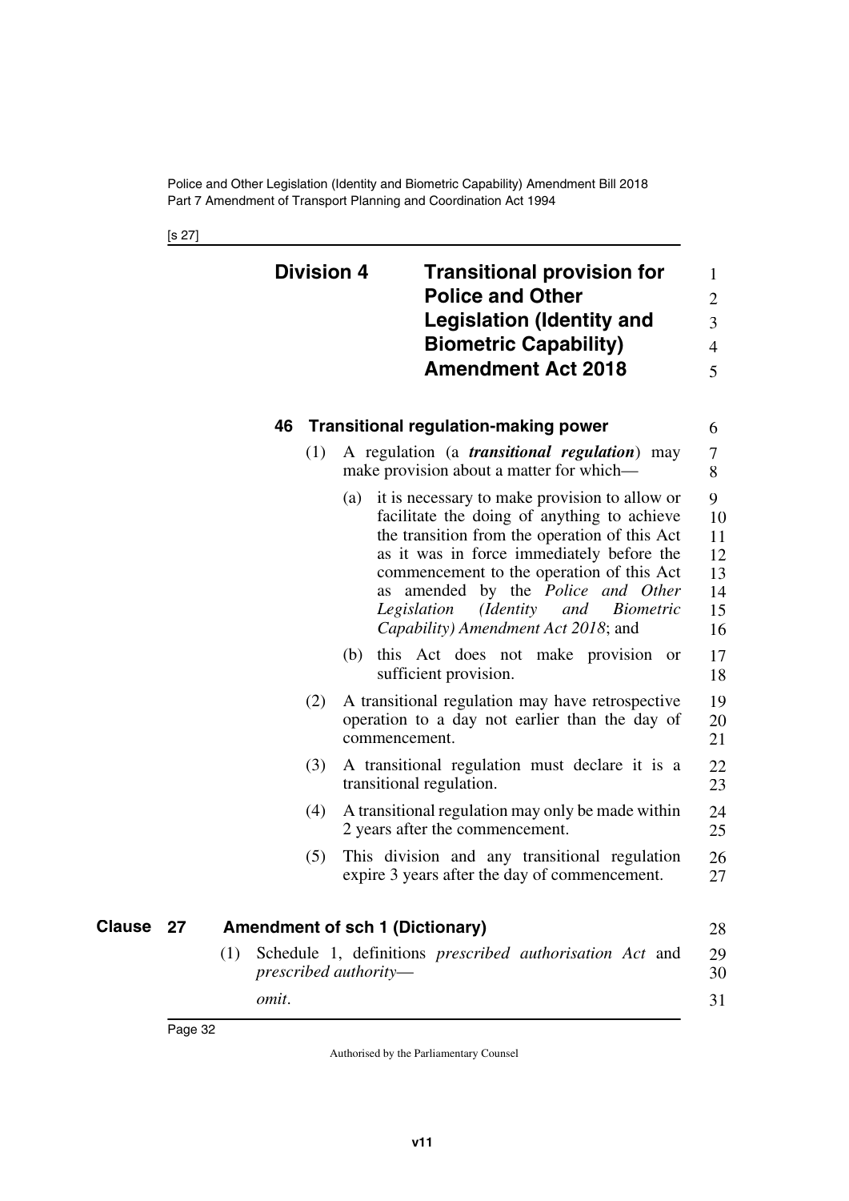## Division 4 Transitional provision for Police and Other Legislation (Identity and Biometric Capability) Amendment Act 2018

### 46 Transitional regulation-making power

(1) A regulation (a ***transitional regulation***) may make provision about a matter for which—

(a) it is necessary to make provision to allow or facilitate the doing of anything to achieve the transition from the operation of this Act as it was in force immediately before the commencement to the operation of this Act as amended by the *Police and Other Legislation (Identity and Biometric Capability) Amendment Act 2018*; and

(b) this Act does not make provision or sufficient provision.

(2) A transitional regulation may have retrospective operation to a day not earlier than the day of commencement.

(3) A transitional regulation must declare it is a transitional regulation.

(4) A transitional regulation may only be made within 2 years after the commencement.

(5) This division and any transitional regulation expire 3 years after the day of commencement.

## Clause 27 Amendment of sch 1 (Dictionary)

(1) Schedule 1, definitions *prescribed authorisation Act* and *prescribed authority*—

*omit*.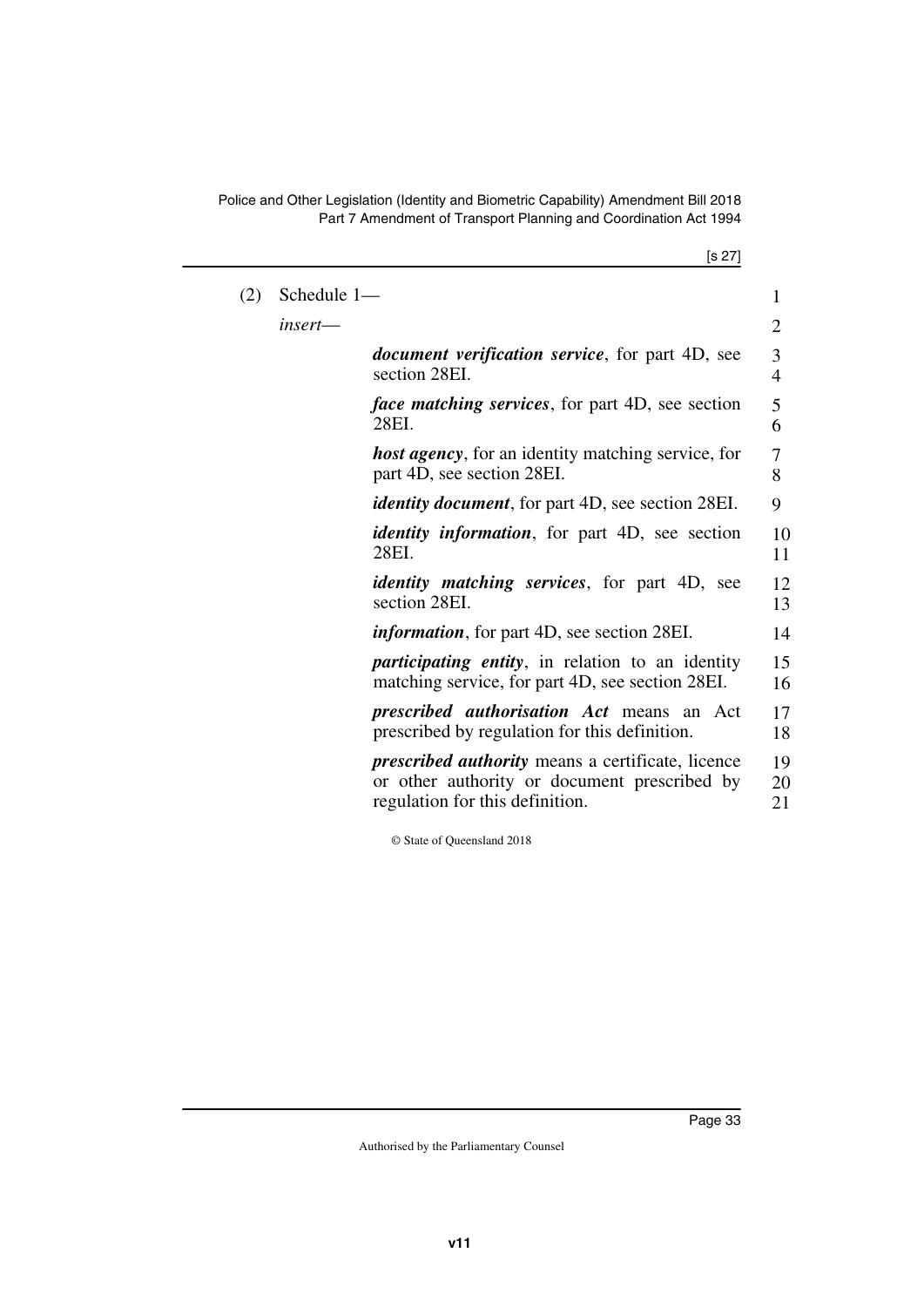(2) Schedule 1—

*insert*—

***document verification service***, for part 4D, see section 28EI.

***face matching services***, for part 4D, see section 28EI.

***host agency***, for an identity matching service, for part 4D, see section 28EI.

***identity document***, for part 4D, see section 28EI.

***identity information***, for part 4D, see section 28EI.

***identity matching services***, for part 4D, see section 28EI.

***information***, for part 4D, see section 28EI.

***participating entity***, in relation to an identity matching service, for part 4D, see section 28EI.

***prescribed authorisation Act*** means an Act prescribed by regulation for this definition.

***prescribed authority*** means a certificate, licence or other authority or document prescribed by regulation for this definition.

© State of Queensland 2018